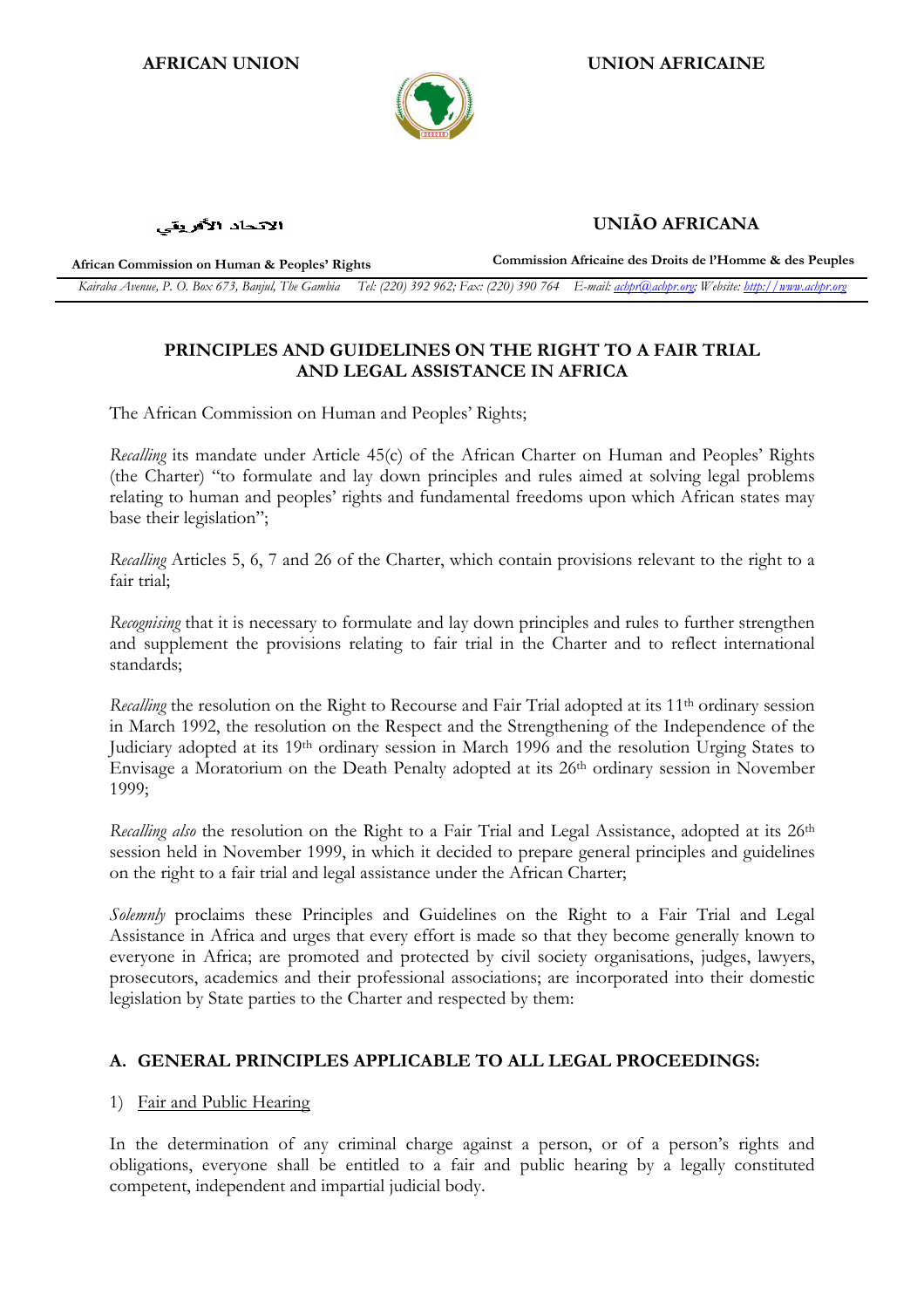**AFRICAN UNION** **UNION AFRICAINE**

الاتحاد الأفريقي **UNIÃO AFRICANA**

**African Commission on Human & Peoples' Rights** **Commission Africaine des Droits de l'Homme & des Peuples**

*Kairaba Avenue, P. O. Box 673, Banjul, The Gambia Tel: (220) 392 962; Fax: (220) 390 764 E-mail: achpr@achpr.org; Website: http://www.achpr.org*

# PRINCIPLES AND GUIDELINES ON THE RIGHT TO A FAIR TRIAL AND LEGAL ASSISTANCE IN AFRICA

The African Commission on Human and Peoples' Rights;

*Recalling* its mandate under Article 45(c) of the African Charter on Human and Peoples' Rights (the Charter) "to formulate and lay down principles and rules aimed at solving legal problems relating to human and peoples' rights and fundamental freedoms upon which African states may base their legislation";

*Recalling* Articles 5, 6, 7 and 26 of the Charter, which contain provisions relevant to the right to a fair trial;

*Recognising* that it is necessary to formulate and lay down principles and rules to further strengthen and supplement the provisions relating to fair trial in the Charter and to reflect international standards;

*Recalling* the resolution on the Right to Recourse and Fair Trial adopted at its 11th ordinary session in March 1992, the resolution on the Respect and the Strengthening of the Independence of the Judiciary adopted at its 19th ordinary session in March 1996 and the resolution Urging States to Envisage a Moratorium on the Death Penalty adopted at its 26th ordinary session in November 1999;

*Recalling also* the resolution on the Right to a Fair Trial and Legal Assistance, adopted at its 26th session held in November 1999, in which it decided to prepare general principles and guidelines on the right to a fair trial and legal assistance under the African Charter;

*Solemnly* proclaims these Principles and Guidelines on the Right to a Fair Trial and Legal Assistance in Africa and urges that every effort is made so that they become generally known to everyone in Africa; are promoted and protected by civil society organisations, judges, lawyers, prosecutors, academics and their professional associations; are incorporated into their domestic legislation by State parties to the Charter and respected by them:

## A. GENERAL PRINCIPLES APPLICABLE TO ALL LEGAL PROCEEDINGS:

1) Fair and Public Hearing

In the determination of any criminal charge against a person, or of a person's rights and obligations, everyone shall be entitled to a fair and public hearing by a legally constituted competent, independent and impartial judicial body.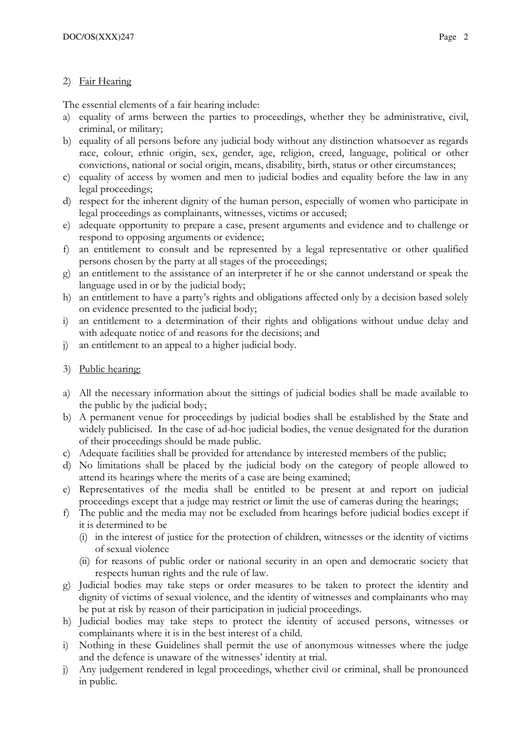2) <u>Fair Hearing</u>

The essential elements of a fair hearing include:

a) equality of arms between the parties to proceedings, whether they be administrative, civil, criminal, or military;
b) equality of all persons before any judicial body without any distinction whatsoever as regards race, colour, ethnic origin, sex, gender, age, religion, creed, language, political or other convictions, national or social origin, means, disability, birth, status or other circumstances;
c) equality of access by women and men to judicial bodies and equality before the law in any legal proceedings;
d) respect for the inherent dignity of the human person, especially of women who participate in legal proceedings as complainants, witnesses, victims or accused;
e) adequate opportunity to prepare a case, present arguments and evidence and to challenge or respond to opposing arguments or evidence;
f) an entitlement to consult and be represented by a legal representative or other qualified persons chosen by the party at all stages of the proceedings;
g) an entitlement to the assistance of an interpreter if he or she cannot understand or speak the language used in or by the judicial body;
h) an entitlement to have a party's rights and obligations affected only by a decision based solely on evidence presented to the judicial body;
i) an entitlement to a determination of their rights and obligations without undue delay and with adequate notice of and reasons for the decisions; and
j) an entitlement to an appeal to a higher judicial body.

3) <u>Public hearing:</u>

a) All the necessary information about the sittings of judicial bodies shall be made available to the public by the judicial body;
b) A permanent venue for proceedings by judicial bodies shall be established by the State and widely publicised. In the case of ad-hoc judicial bodies, the venue designated for the duration of their proceedings should be made public.
c) Adequate facilities shall be provided for attendance by interested members of the public;
d) No limitations shall be placed by the judicial body on the category of people allowed to attend its hearings where the merits of a case are being examined;
e) Representatives of the media shall be entitled to be present at and report on judicial proceedings except that a judge may restrict or limit the use of cameras during the hearings;
f) The public and the media may not be excluded from hearings before judicial bodies except if it is determined to be
   (i) in the interest of justice for the protection of children, witnesses or the identity of victims of sexual violence
   (ii) for reasons of public order or national security in an open and democratic society that respects human rights and the rule of law.
g) Judicial bodies may take steps or order measures to be taken to protect the identity and dignity of victims of sexual violence, and the identity of witnesses and complainants who may be put at risk by reason of their participation in judicial proceedings.
h) Judicial bodies may take steps to protect the identity of accused persons, witnesses or complainants where it is in the best interest of a child.
i) Nothing in these Guidelines shall permit the use of anonymous witnesses where the judge and the defence is unaware of the witnesses' identity at trial.
j) Any judgement rendered in legal proceedings, whether civil or criminal, shall be pronounced in public.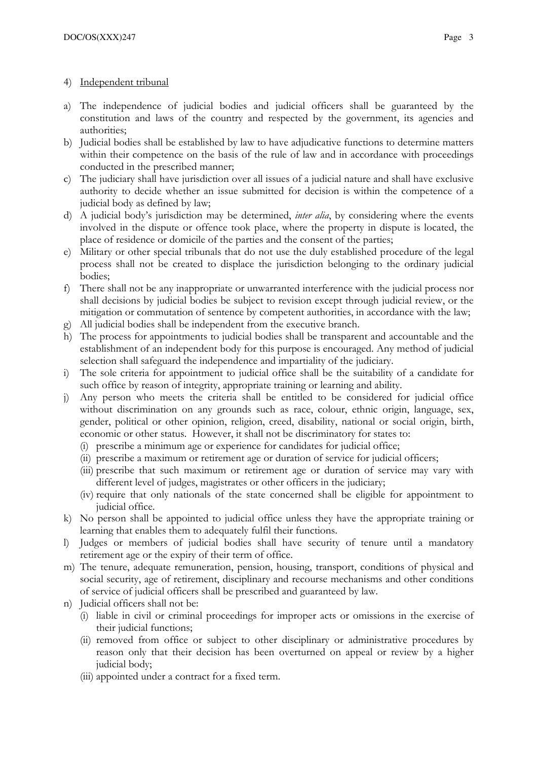4) <u>Independent tribunal</u>

a) The independence of judicial bodies and judicial officers shall be guaranteed by the constitution and laws of the country and respected by the government, its agencies and authorities;
b) Judicial bodies shall be established by law to have adjudicative functions to determine matters within their competence on the basis of the rule of law and in accordance with proceedings conducted in the prescribed manner;
c) The judiciary shall have jurisdiction over all issues of a judicial nature and shall have exclusive authority to decide whether an issue submitted for decision is within the competence of a judicial body as defined by law;
d) A judicial body's jurisdiction may be determined, *inter alia*, by considering where the events involved in the dispute or offence took place, where the property in dispute is located, the place of residence or domicile of the parties and the consent of the parties;
e) Military or other special tribunals that do not use the duly established procedure of the legal process shall not be created to displace the jurisdiction belonging to the ordinary judicial bodies;
f) There shall not be any inappropriate or unwarranted interference with the judicial process nor shall decisions by judicial bodies be subject to revision except through judicial review, or the mitigation or commutation of sentence by competent authorities, in accordance with the law;
g) All judicial bodies shall be independent from the executive branch.
h) The process for appointments to judicial bodies shall be transparent and accountable and the establishment of an independent body for this purpose is encouraged. Any method of judicial selection shall safeguard the independence and impartiality of the judiciary.
i) The sole criteria for appointment to judicial office shall be the suitability of a candidate for such office by reason of integrity, appropriate training or learning and ability.
j) Any person who meets the criteria shall be entitled to be considered for judicial office without discrimination on any grounds such as race, colour, ethnic origin, language, sex, gender, political or other opinion, religion, creed, disability, national or social origin, birth, economic or other status. However, it shall not be discriminatory for states to:
   (i) prescribe a minimum age or experience for candidates for judicial office;
   (ii) prescribe a maximum or retirement age or duration of service for judicial officers;
   (iii) prescribe that such maximum or retirement age or duration of service may vary with different level of judges, magistrates or other officers in the judiciary;
   (iv) require that only nationals of the state concerned shall be eligible for appointment to judicial office.
k) No person shall be appointed to judicial office unless they have the appropriate training or learning that enables them to adequately fulfil their functions.
l) Judges or members of judicial bodies shall have security of tenure until a mandatory retirement age or the expiry of their term of office.
m) The tenure, adequate remuneration, pension, housing, transport, conditions of physical and social security, age of retirement, disciplinary and recourse mechanisms and other conditions of service of judicial officers shall be prescribed and guaranteed by law.
n) Judicial officers shall not be:
   (i) liable in civil or criminal proceedings for improper acts or omissions in the exercise of their judicial functions;
   (ii) removed from office or subject to other disciplinary or administrative procedures by reason only that their decision has been overturned on appeal or review by a higher judicial body;
   (iii) appointed under a contract for a fixed term.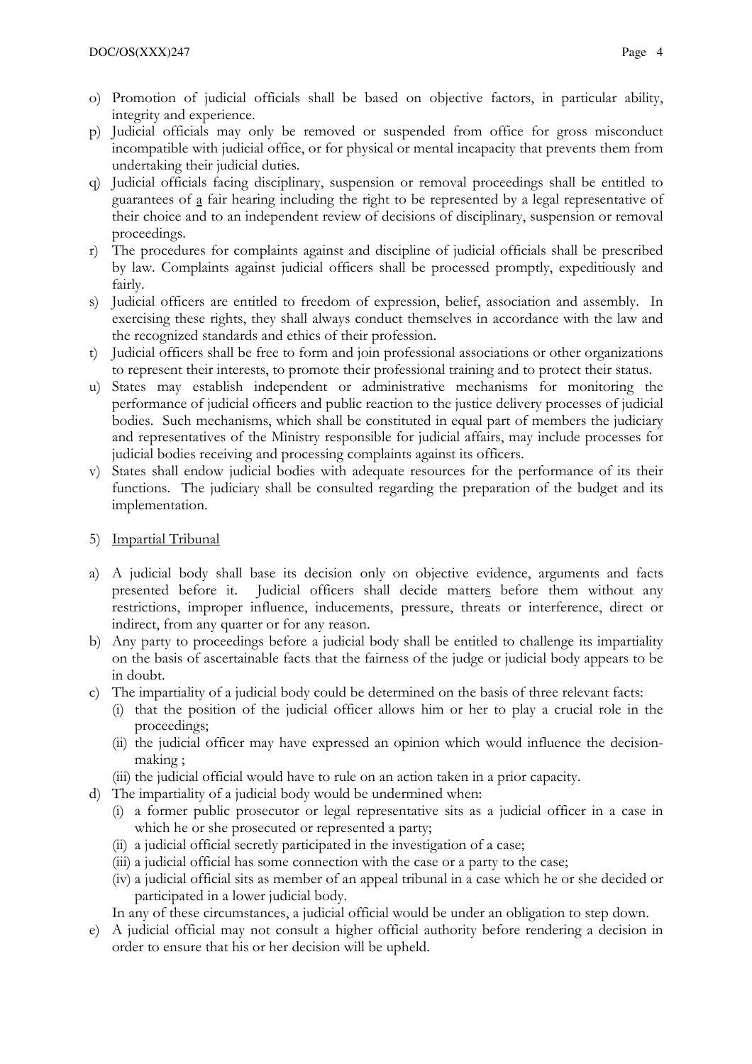o) Promotion of judicial officials shall be based on objective factors, in particular ability, integrity and experience.

p) Judicial officials may only be removed or suspended from office for gross misconduct incompatible with judicial office, or for physical or mental incapacity that prevents them from undertaking their judicial duties.

q) Judicial officials facing disciplinary, suspension or removal proceedings shall be entitled to guarantees of a fair hearing including the right to be represented by a legal representative of their choice and to an independent review of decisions of disciplinary, suspension or removal proceedings.

r) The procedures for complaints against and discipline of judicial officials shall be prescribed by law. Complaints against judicial officers shall be processed promptly, expeditiously and fairly.

s) Judicial officers are entitled to freedom of expression, belief, association and assembly. In exercising these rights, they shall always conduct themselves in accordance with the law and the recognized standards and ethics of their profession.

t) Judicial officers shall be free to form and join professional associations or other organizations to represent their interests, to promote their professional training and to protect their status.

u) States may establish independent or administrative mechanisms for monitoring the performance of judicial officers and public reaction to the justice delivery processes of judicial bodies. Such mechanisms, which shall be constituted in equal part of members the judiciary and representatives of the Ministry responsible for judicial affairs, may include processes for judicial bodies receiving and processing complaints against its officers.

v) States shall endow judicial bodies with adequate resources for the performance of its their functions. The judiciary shall be consulted regarding the preparation of the budget and its implementation.

5) Impartial Tribunal

a) A judicial body shall base its decision only on objective evidence, arguments and facts presented before it. Judicial officers shall decide matters before them without any restrictions, improper influence, inducements, pressure, threats or interference, direct or indirect, from any quarter or for any reason.

b) Any party to proceedings before a judicial body shall be entitled to challenge its impartiality on the basis of ascertainable facts that the fairness of the judge or judicial body appears to be in doubt.

c) The impartiality of a judicial body could be determined on the basis of three relevant facts:
   (i) that the position of the judicial officer allows him or her to play a crucial role in the proceedings;
   (ii) the judicial officer may have expressed an opinion which would influence the decision-making ;
   (iii) the judicial official would have to rule on an action taken in a prior capacity.

d) The impartiality of a judicial body would be undermined when:
   (i) a former public prosecutor or legal representative sits as a judicial officer in a case in which he or she prosecuted or represented a party;
   (ii) a judicial official secretly participated in the investigation of a case;
   (iii) a judicial official has some connection with the case or a party to the case;
   (iv) a judicial official sits as member of an appeal tribunal in a case which he or she decided or participated in a lower judicial body.

   In any of these circumstances, a judicial official would be under an obligation to step down.

e) A judicial official may not consult a higher official authority before rendering a decision in order to ensure that his or her decision will be upheld.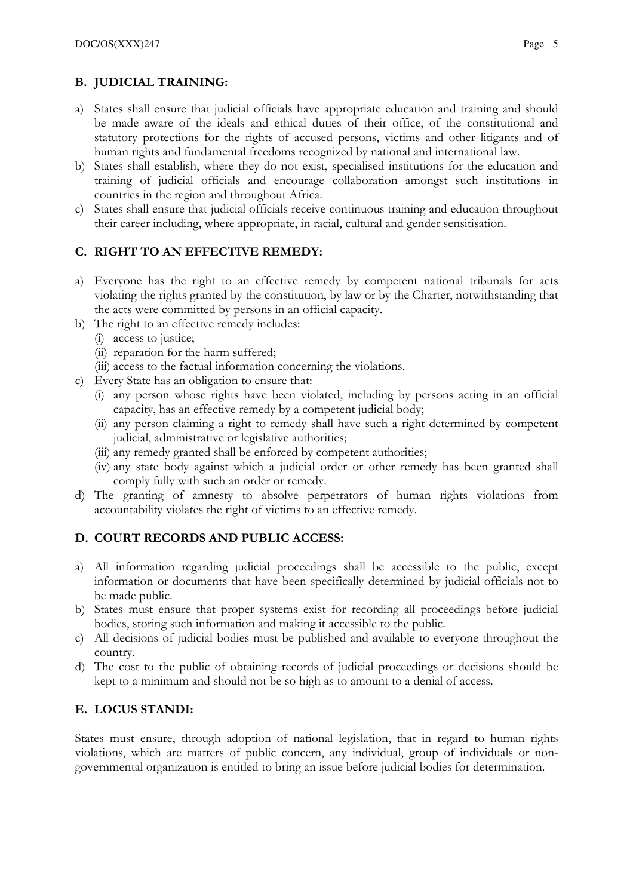## B. JUDICIAL TRAINING:

a) States shall ensure that judicial officials have appropriate education and training and should be made aware of the ideals and ethical duties of their office, of the constitutional and statutory protections for the rights of accused persons, victims and other litigants and of human rights and fundamental freedoms recognized by national and international law.

b) States shall establish, where they do not exist, specialised institutions for the education and training of judicial officials and encourage collaboration amongst such institutions in countries in the region and throughout Africa.

c) States shall ensure that judicial officials receive continuous training and education throughout their career including, where appropriate, in racial, cultural and gender sensitisation.

## C. RIGHT TO AN EFFECTIVE REMEDY:

a) Everyone has the right to an effective remedy by competent national tribunals for acts violating the rights granted by the constitution, by law or by the Charter, notwithstanding that the acts were committed by persons in an official capacity.

b) The right to an effective remedy includes:
   - (i) access to justice;
   - (ii) reparation for the harm suffered;
   - (iii) access to the factual information concerning the violations.

c) Every State has an obligation to ensure that:
   - (i) any person whose rights have been violated, including by persons acting in an official capacity, has an effective remedy by a competent judicial body;
   - (ii) any person claiming a right to remedy shall have such a right determined by competent judicial, administrative or legislative authorities;
   - (iii) any remedy granted shall be enforced by competent authorities;
   - (iv) any state body against which a judicial order or other remedy has been granted shall comply fully with such an order or remedy.

d) The granting of amnesty to absolve perpetrators of human rights violations from accountability violates the right of victims to an effective remedy.

## D. COURT RECORDS AND PUBLIC ACCESS:

a) All information regarding judicial proceedings shall be accessible to the public, except information or documents that have been specifically determined by judicial officials not to be made public.

b) States must ensure that proper systems exist for recording all proceedings before judicial bodies, storing such information and making it accessible to the public.

c) All decisions of judicial bodies must be published and available to everyone throughout the country.

d) The cost to the public of obtaining records of judicial proceedings or decisions should be kept to a minimum and should not be so high as to amount to a denial of access.

## E. LOCUS STANDI:

States must ensure, through adoption of national legislation, that in regard to human rights violations, which are matters of public concern, any individual, group of individuals or non-governmental organization is entitled to bring an issue before judicial bodies for determination.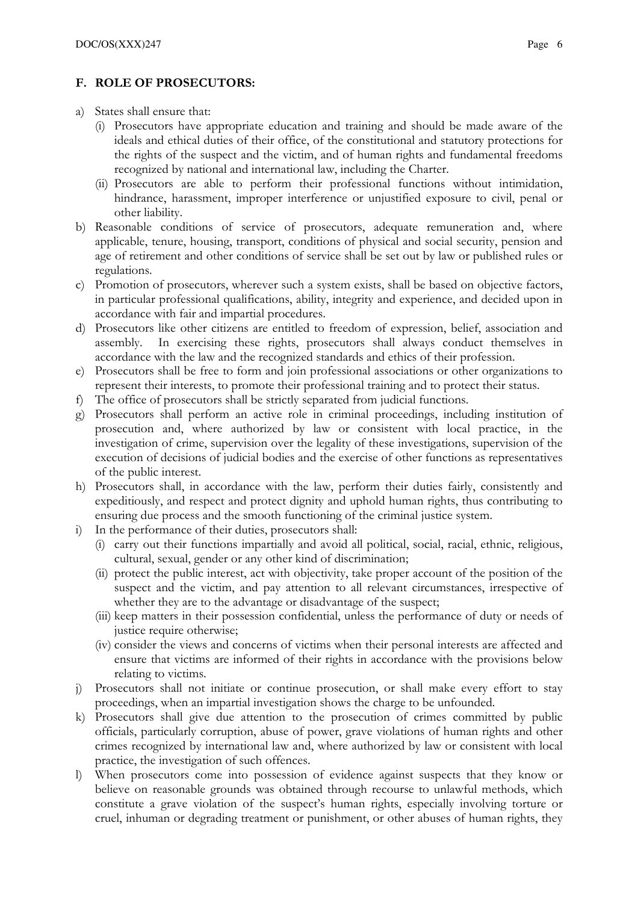## F. ROLE OF PROSECUTORS:

a) States shall ensure that:
   (i) Prosecutors have appropriate education and training and should be made aware of the ideals and ethical duties of their office, of the constitutional and statutory protections for the rights of the suspect and the victim, and of human rights and fundamental freedoms recognized by national and international law, including the Charter.
   (ii) Prosecutors are able to perform their professional functions without intimidation, hindrance, harassment, improper interference or unjustified exposure to civil, penal or other liability.

b) Reasonable conditions of service of prosecutors, adequate remuneration and, where applicable, tenure, housing, transport, conditions of physical and social security, pension and age of retirement and other conditions of service shall be set out by law or published rules or regulations.

c) Promotion of prosecutors, wherever such a system exists, shall be based on objective factors, in particular professional qualifications, ability, integrity and experience, and decided upon in accordance with fair and impartial procedures.

d) Prosecutors like other citizens are entitled to freedom of expression, belief, association and assembly. In exercising these rights, prosecutors shall always conduct themselves in accordance with the law and the recognized standards and ethics of their profession.

e) Prosecutors shall be free to form and join professional associations or other organizations to represent their interests, to promote their professional training and to protect their status.

f) The office of prosecutors shall be strictly separated from judicial functions.

g) Prosecutors shall perform an active role in criminal proceedings, including institution of prosecution and, where authorized by law or consistent with local practice, in the investigation of crime, supervision over the legality of these investigations, supervision of the execution of decisions of judicial bodies and the exercise of other functions as representatives of the public interest.

h) Prosecutors shall, in accordance with the law, perform their duties fairly, consistently and expeditiously, and respect and protect dignity and uphold human rights, thus contributing to ensuring due process and the smooth functioning of the criminal justice system.

i) In the performance of their duties, prosecutors shall:
   (i) carry out their functions impartially and avoid all political, social, racial, ethnic, religious, cultural, sexual, gender or any other kind of discrimination;
   (ii) protect the public interest, act with objectivity, take proper account of the position of the suspect and the victim, and pay attention to all relevant circumstances, irrespective of whether they are to the advantage or disadvantage of the suspect;
   (iii) keep matters in their possession confidential, unless the performance of duty or needs of justice require otherwise;
   (iv) consider the views and concerns of victims when their personal interests are affected and ensure that victims are informed of their rights in accordance with the provisions below relating to victims.

j) Prosecutors shall not initiate or continue prosecution, or shall make every effort to stay proceedings, when an impartial investigation shows the charge to be unfounded.

k) Prosecutors shall give due attention to the prosecution of crimes committed by public officials, particularly corruption, abuse of power, grave violations of human rights and other crimes recognized by international law and, where authorized by law or consistent with local practice, the investigation of such offences.

l) When prosecutors come into possession of evidence against suspects that they know or believe on reasonable grounds was obtained through recourse to unlawful methods, which constitute a grave violation of the suspect's human rights, especially involving torture or cruel, inhuman or degrading treatment or punishment, or other abuses of human rights, they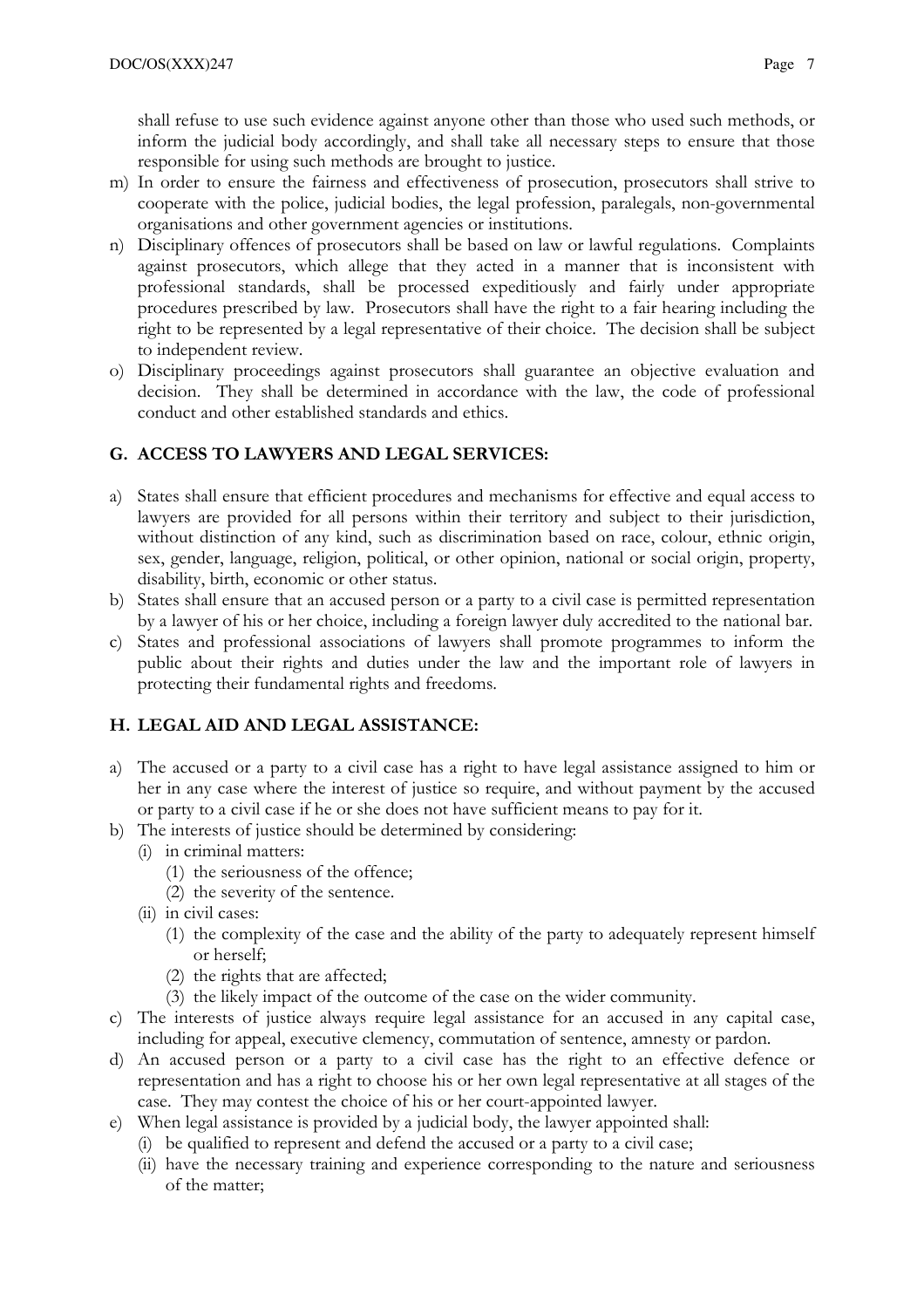shall refuse to use such evidence against anyone other than those who used such methods, or inform the judicial body accordingly, and shall take all necessary steps to ensure that those responsible for using such methods are brought to justice.

m) In order to ensure the fairness and effectiveness of prosecution, prosecutors shall strive to cooperate with the police, judicial bodies, the legal profession, paralegals, non-governmental organisations and other government agencies or institutions.

n) Disciplinary offences of prosecutors shall be based on law or lawful regulations. Complaints against prosecutors, which allege that they acted in a manner that is inconsistent with professional standards, shall be processed expeditiously and fairly under appropriate procedures prescribed by law. Prosecutors shall have the right to a fair hearing including the right to be represented by a legal representative of their choice. The decision shall be subject to independent review.

o) Disciplinary proceedings against prosecutors shall guarantee an objective evaluation and decision. They shall be determined in accordance with the law, the code of professional conduct and other established standards and ethics.

## G. ACCESS TO LAWYERS AND LEGAL SERVICES:

a) States shall ensure that efficient procedures and mechanisms for effective and equal access to lawyers are provided for all persons within their territory and subject to their jurisdiction, without distinction of any kind, such as discrimination based on race, colour, ethnic origin, sex, gender, language, religion, political, or other opinion, national or social origin, property, disability, birth, economic or other status.

b) States shall ensure that an accused person or a party to a civil case is permitted representation by a lawyer of his or her choice, including a foreign lawyer duly accredited to the national bar.

c) States and professional associations of lawyers shall promote programmes to inform the public about their rights and duties under the law and the important role of lawyers in protecting their fundamental rights and freedoms.

## H. LEGAL AID AND LEGAL ASSISTANCE:

a) The accused or a party to a civil case has a right to have legal assistance assigned to him or her in any case where the interest of justice so require, and without payment by the accused or party to a civil case if he or she does not have sufficient means to pay for it.

b) The interests of justice should be determined by considering:
   (i) in criminal matters:
      (1) the seriousness of the offence;
      (2) the severity of the sentence.
   (ii) in civil cases:
      (1) the complexity of the case and the ability of the party to adequately represent himself or herself;
      (2) the rights that are affected;
      (3) the likely impact of the outcome of the case on the wider community.

c) The interests of justice always require legal assistance for an accused in any capital case, including for appeal, executive clemency, commutation of sentence, amnesty or pardon.

d) An accused person or a party to a civil case has the right to an effective defence or representation and has a right to choose his or her own legal representative at all stages of the case. They may contest the choice of his or her court-appointed lawyer.

e) When legal assistance is provided by a judicial body, the lawyer appointed shall:
   (i) be qualified to represent and defend the accused or a party to a civil case;
   (ii) have the necessary training and experience corresponding to the nature and seriousness of the matter;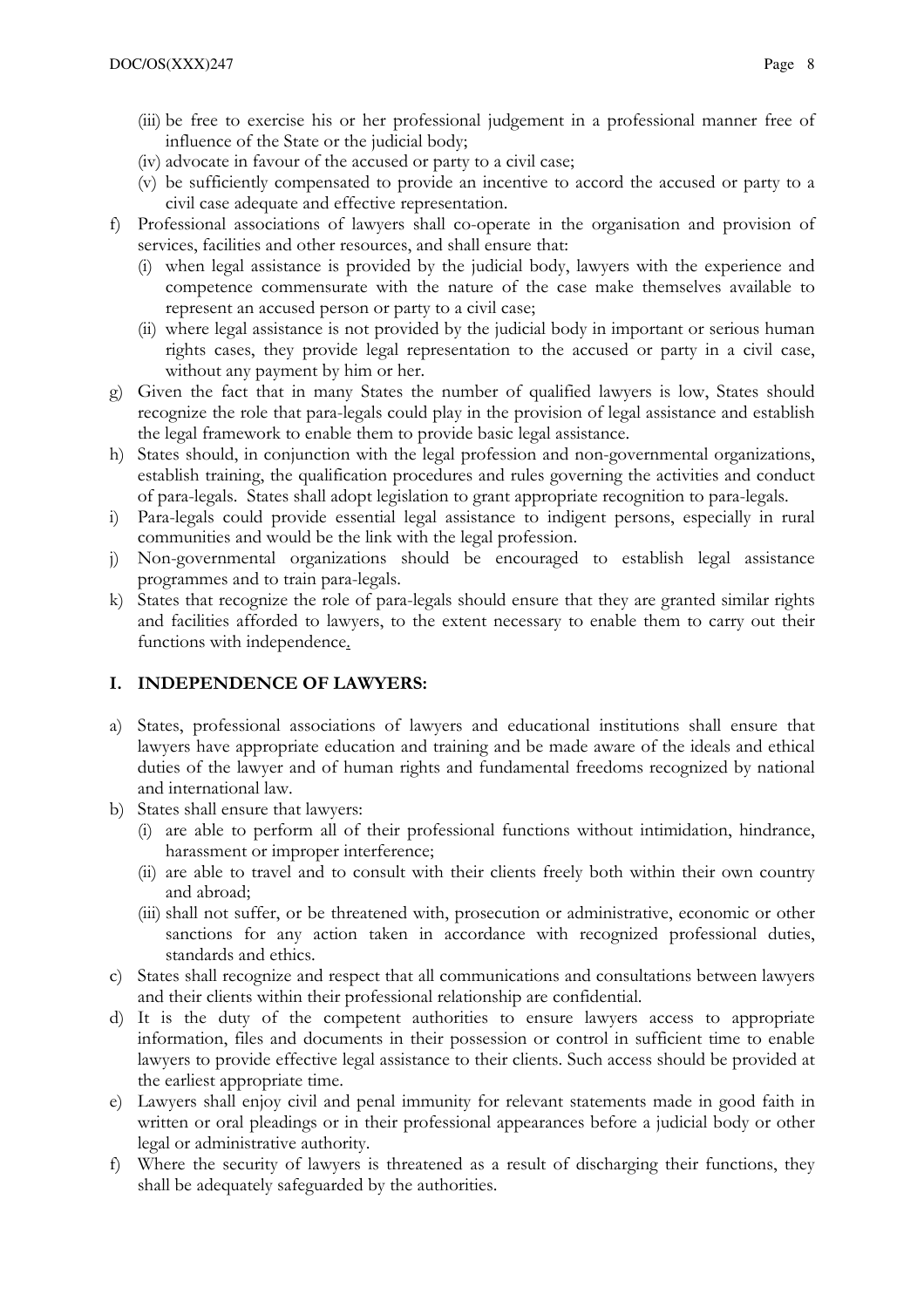(iii) be free to exercise his or her professional judgement in a professional manner free of influence of the State or the judicial body;
   (iv) advocate in favour of the accused or party to a civil case;
   (v) be sufficiently compensated to provide an incentive to accord the accused or party to a civil case adequate and effective representation.

f) Professional associations of lawyers shall co-operate in the organisation and provision of services, facilities and other resources, and shall ensure that:
   (i) when legal assistance is provided by the judicial body, lawyers with the experience and competence commensurate with the nature of the case make themselves available to represent an accused person or party to a civil case;
   (ii) where legal assistance is not provided by the judicial body in important or serious human rights cases, they provide legal representation to the accused or party in a civil case, without any payment by him or her.

g) Given the fact that in many States the number of qualified lawyers is low, States should recognize the role that para-legals could play in the provision of legal assistance and establish the legal framework to enable them to provide basic legal assistance.

h) States should, in conjunction with the legal profession and non-governmental organizations, establish training, the qualification procedures and rules governing the activities and conduct of para-legals. States shall adopt legislation to grant appropriate recognition to para-legals.

i) Para-legals could provide essential legal assistance to indigent persons, especially in rural communities and would be the link with the legal profession.

j) Non-governmental organizations should be encouraged to establish legal assistance programmes and to train para-legals.

k) States that recognize the role of para-legals should ensure that they are granted similar rights and facilities afforded to lawyers, to the extent necessary to enable them to carry out their functions with independence.

## I. INDEPENDENCE OF LAWYERS:

a) States, professional associations of lawyers and educational institutions shall ensure that lawyers have appropriate education and training and be made aware of the ideals and ethical duties of the lawyer and of human rights and fundamental freedoms recognized by national and international law.

b) States shall ensure that lawyers:
   (i) are able to perform all of their professional functions without intimidation, hindrance, harassment or improper interference;
   (ii) are able to travel and to consult with their clients freely both within their own country and abroad;
   (iii) shall not suffer, or be threatened with, prosecution or administrative, economic or other sanctions for any action taken in accordance with recognized professional duties, standards and ethics.

c) States shall recognize and respect that all communications and consultations between lawyers and their clients within their professional relationship are confidential.

d) It is the duty of the competent authorities to ensure lawyers access to appropriate information, files and documents in their possession or control in sufficient time to enable lawyers to provide effective legal assistance to their clients. Such access should be provided at the earliest appropriate time.

e) Lawyers shall enjoy civil and penal immunity for relevant statements made in good faith in written or oral pleadings or in their professional appearances before a judicial body or other legal or administrative authority.

f) Where the security of lawyers is threatened as a result of discharging their functions, they shall be adequately safeguarded by the authorities.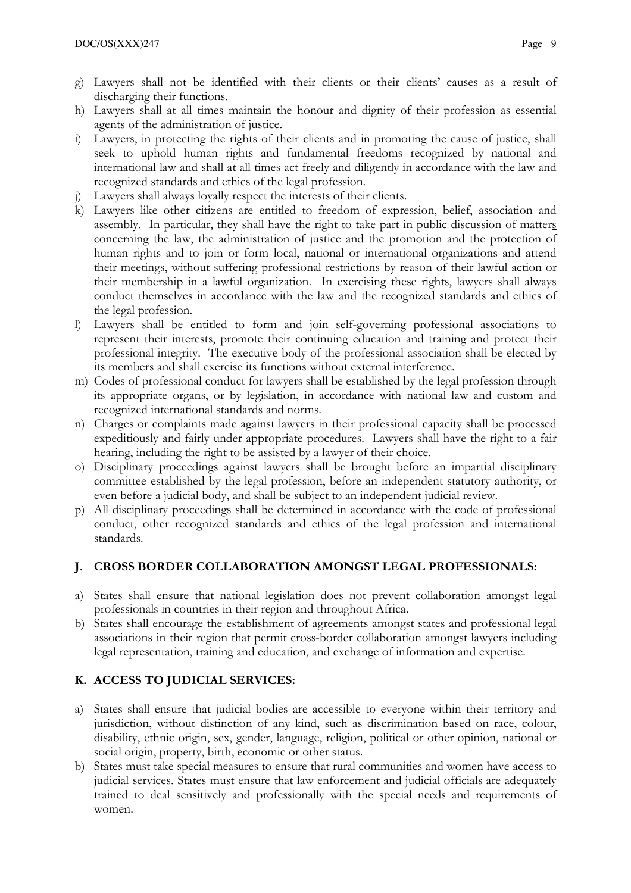g) Lawyers shall not be identified with their clients or their clients' causes as a result of discharging their functions.
h) Lawyers shall at all times maintain the honour and dignity of their profession as essential agents of the administration of justice.
i) Lawyers, in protecting the rights of their clients and in promoting the cause of justice, shall seek to uphold human rights and fundamental freedoms recognized by national and international law and shall at all times act freely and diligently in accordance with the law and recognized standards and ethics of the legal profession.
j) Lawyers shall always loyally respect the interests of their clients.
k) Lawyers like other citizens are entitled to freedom of expression, belief, association and assembly. In particular, they shall have the right to take part in public discussion of matters concerning the law, the administration of justice and the promotion and the protection of human rights and to join or form local, national or international organizations and attend their meetings, without suffering professional restrictions by reason of their lawful action or their membership in a lawful organization. In exercising these rights, lawyers shall always conduct themselves in accordance with the law and the recognized standards and ethics of the legal profession.
l) Lawyers shall be entitled to form and join self-governing professional associations to represent their interests, promote their continuing education and training and protect their professional integrity. The executive body of the professional association shall be elected by its members and shall exercise its functions without external interference.
m) Codes of professional conduct for lawyers shall be established by the legal profession through its appropriate organs, or by legislation, in accordance with national law and custom and recognized international standards and norms.
n) Charges or complaints made against lawyers in their professional capacity shall be processed expeditiously and fairly under appropriate procedures. Lawyers shall have the right to a fair hearing, including the right to be assisted by a lawyer of their choice.
o) Disciplinary proceedings against lawyers shall be brought before an impartial disciplinary committee established by the legal profession, before an independent statutory authority, or even before a judicial body, and shall be subject to an independent judicial review.
p) All disciplinary proceedings shall be determined in accordance with the code of professional conduct, other recognized standards and ethics of the legal profession and international standards.

## J. CROSS BORDER COLLABORATION AMONGST LEGAL PROFESSIONALS:

a) States shall ensure that national legislation does not prevent collaboration amongst legal professionals in countries in their region and throughout Africa.
b) States shall encourage the establishment of agreements amongst states and professional legal associations in their region that permit cross-border collaboration amongst lawyers including legal representation, training and education, and exchange of information and expertise.

## K. ACCESS TO JUDICIAL SERVICES:

a) States shall ensure that judicial bodies are accessible to everyone within their territory and jurisdiction, without distinction of any kind, such as discrimination based on race, colour, disability, ethnic origin, sex, gender, language, religion, political or other opinion, national or social origin, property, birth, economic or other status.
b) States must take special measures to ensure that rural communities and women have access to judicial services. States must ensure that law enforcement and judicial officials are adequately trained to deal sensitively and professionally with the special needs and requirements of women.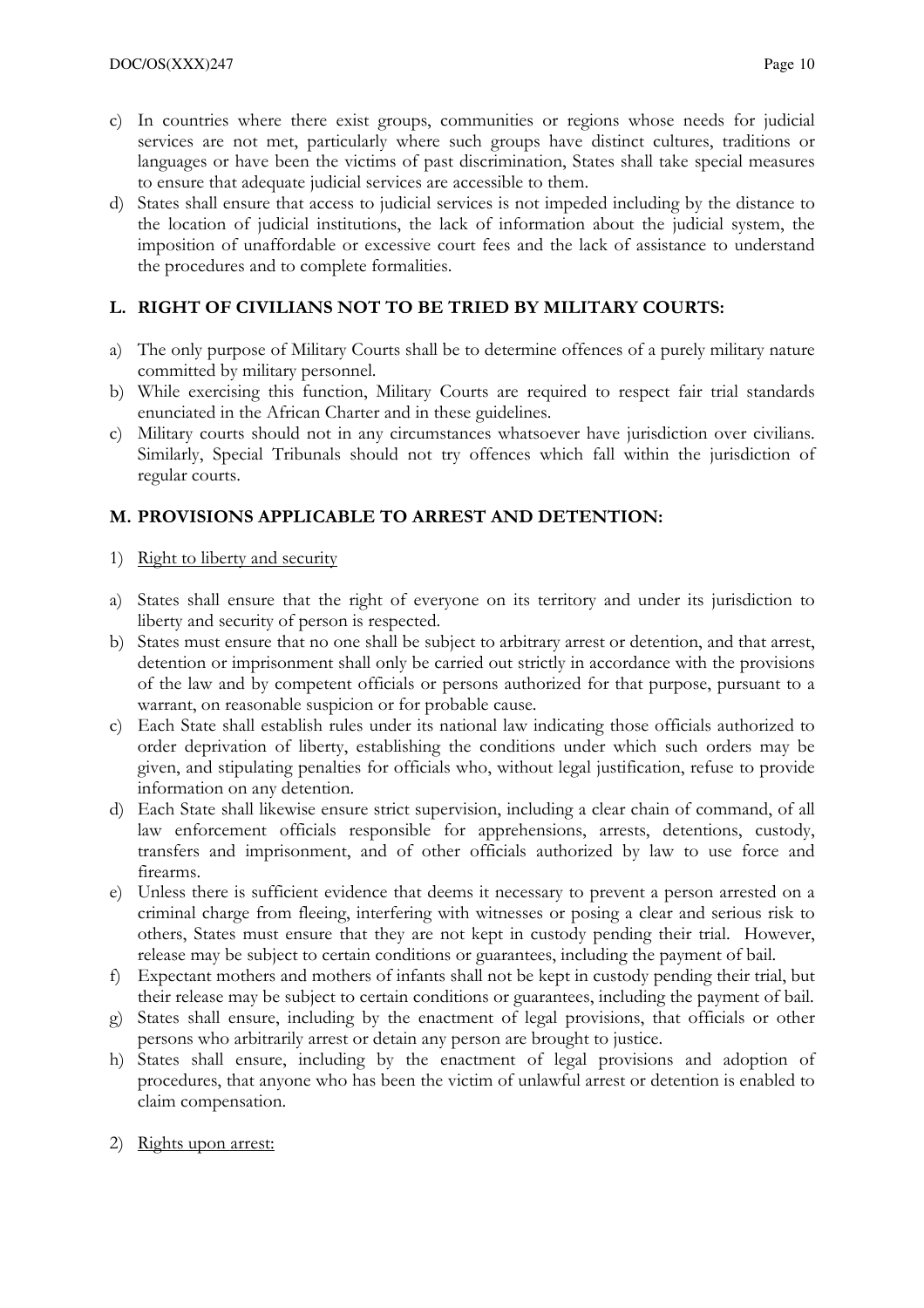c) In countries where there exist groups, communities or regions whose needs for judicial services are not met, particularly where such groups have distinct cultures, traditions or languages or have been the victims of past discrimination, States shall take special measures to ensure that adequate judicial services are accessible to them.
d) States shall ensure that access to judicial services is not impeded including by the distance to the location of judicial institutions, the lack of information about the judicial system, the imposition of unaffordable or excessive court fees and the lack of assistance to understand the procedures and to complete formalities.

## L. RIGHT OF CIVILIANS NOT TO BE TRIED BY MILITARY COURTS:

a) The only purpose of Military Courts shall be to determine offences of a purely military nature committed by military personnel.
b) While exercising this function, Military Courts are required to respect fair trial standards enunciated in the African Charter and in these guidelines.
c) Military courts should not in any circumstances whatsoever have jurisdiction over civilians. Similarly, Special Tribunals should not try offences which fall within the jurisdiction of regular courts.

## M. PROVISIONS APPLICABLE TO ARREST AND DETENTION:

1) <u>Right to liberty and security</u>

a) States shall ensure that the right of everyone on its territory and under its jurisdiction to liberty and security of person is respected.
b) States must ensure that no one shall be subject to arbitrary arrest or detention, and that arrest, detention or imprisonment shall only be carried out strictly in accordance with the provisions of the law and by competent officials or persons authorized for that purpose, pursuant to a warrant, on reasonable suspicion or for probable cause.
c) Each State shall establish rules under its national law indicating those officials authorized to order deprivation of liberty, establishing the conditions under which such orders may be given, and stipulating penalties for officials who, without legal justification, refuse to provide information on any detention.
d) Each State shall likewise ensure strict supervision, including a clear chain of command, of all law enforcement officials responsible for apprehensions, arrests, detentions, custody, transfers and imprisonment, and of other officials authorized by law to use force and firearms.
e) Unless there is sufficient evidence that deems it necessary to prevent a person arrested on a criminal charge from fleeing, interfering with witnesses or posing a clear and serious risk to others, States must ensure that they are not kept in custody pending their trial. However, release may be subject to certain conditions or guarantees, including the payment of bail.
f) Expectant mothers and mothers of infants shall not be kept in custody pending their trial, but their release may be subject to certain conditions or guarantees, including the payment of bail.
g) States shall ensure, including by the enactment of legal provisions, that officials or other persons who arbitrarily arrest or detain any person are brought to justice.
h) States shall ensure, including by the enactment of legal provisions and adoption of procedures, that anyone who has been the victim of unlawful arrest or detention is enabled to claim compensation.

2) <u>Rights upon arrest:</u>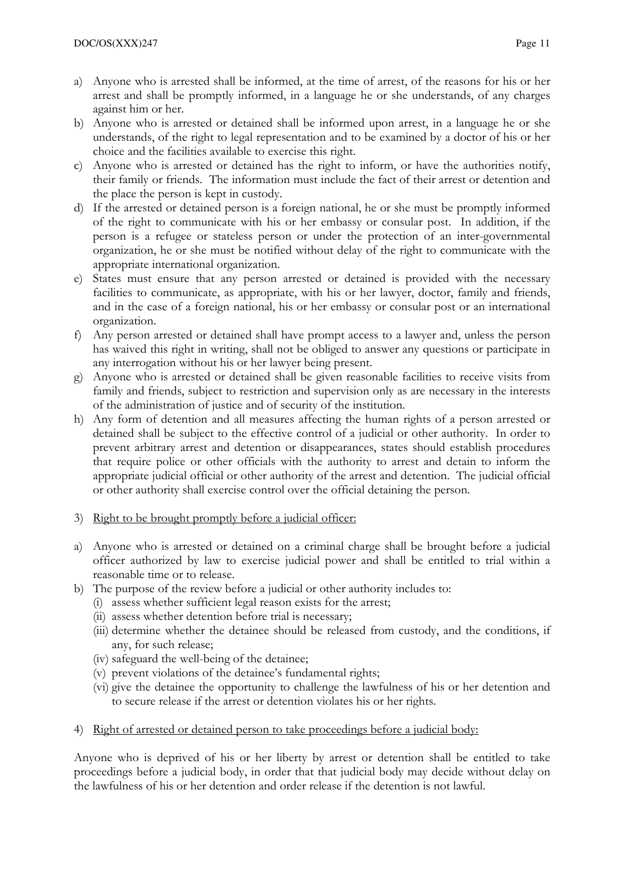a) Anyone who is arrested shall be informed, at the time of arrest, of the reasons for his or her arrest and shall be promptly informed, in a language he or she understands, of any charges against him or her.
b) Anyone who is arrested or detained shall be informed upon arrest, in a language he or she understands, of the right to legal representation and to be examined by a doctor of his or her choice and the facilities available to exercise this right.
c) Anyone who is arrested or detained has the right to inform, or have the authorities notify, their family or friends. The information must include the fact of their arrest or detention and the place the person is kept in custody.
d) If the arrested or detained person is a foreign national, he or she must be promptly informed of the right to communicate with his or her embassy or consular post. In addition, if the person is a refugee or stateless person or under the protection of an inter-governmental organization, he or she must be notified without delay of the right to communicate with the appropriate international organization.
e) States must ensure that any person arrested or detained is provided with the necessary facilities to communicate, as appropriate, with his or her lawyer, doctor, family and friends, and in the case of a foreign national, his or her embassy or consular post or an international organization.
f) Any person arrested or detained shall have prompt access to a lawyer and, unless the person has waived this right in writing, shall not be obliged to answer any questions or participate in any interrogation without his or her lawyer being present.
g) Anyone who is arrested or detained shall be given reasonable facilities to receive visits from family and friends, subject to restriction and supervision only as are necessary in the interests of the administration of justice and of security of the institution.
h) Any form of detention and all measures affecting the human rights of a person arrested or detained shall be subject to the effective control of a judicial or other authority. In order to prevent arbitrary arrest and detention or disappearances, states should establish procedures that require police or other officials with the authority to arrest and detain to inform the appropriate judicial official or other authority of the arrest and detention. The judicial official or other authority shall exercise control over the official detaining the person.

3) Right to be brought promptly before a judicial officer:

a) Anyone who is arrested or detained on a criminal charge shall be brought before a judicial officer authorized by law to exercise judicial power and shall be entitled to trial within a reasonable time or to release.
b) The purpose of the review before a judicial or other authority includes to:
   (i) assess whether sufficient legal reason exists for the arrest;
   (ii) assess whether detention before trial is necessary;
   (iii) determine whether the detainee should be released from custody, and the conditions, if any, for such release;
   (iv) safeguard the well-being of the detainee;
   (v) prevent violations of the detainee's fundamental rights;
   (vi) give the detainee the opportunity to challenge the lawfulness of his or her detention and to secure release if the arrest or detention violates his or her rights.

4) Right of arrested or detained person to take proceedings before a judicial body:

Anyone who is deprived of his or her liberty by arrest or detention shall be entitled to take proceedings before a judicial body, in order that that judicial body may decide without delay on the lawfulness of his or her detention and order release if the detention is not lawful.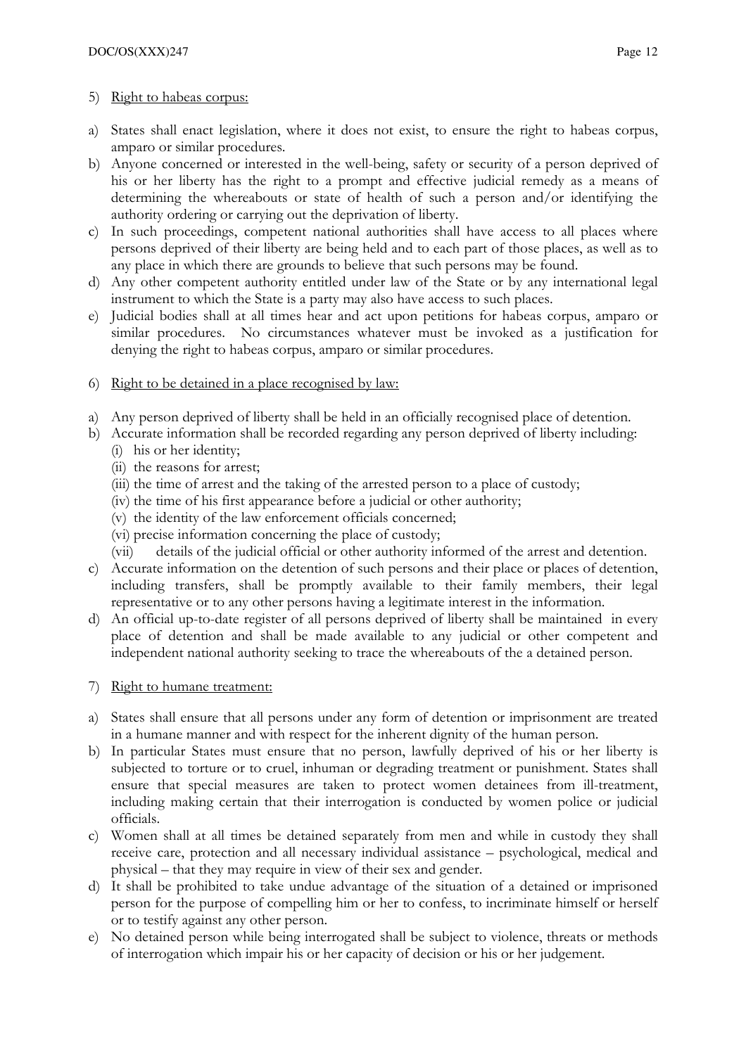5) <u>Right to habeas corpus:</u>

a) States shall enact legislation, where it does not exist, to ensure the right to habeas corpus, amparo or similar procedures.
b) Anyone concerned or interested in the well-being, safety or security of a person deprived of his or her liberty has the right to a prompt and effective judicial remedy as a means of determining the whereabouts or state of health of such a person and/or identifying the authority ordering or carrying out the deprivation of liberty.
c) In such proceedings, competent national authorities shall have access to all places where persons deprived of their liberty are being held and to each part of those places, as well as to any place in which there are grounds to believe that such persons may be found.
d) Any other competent authority entitled under law of the State or by any international legal instrument to which the State is a party may also have access to such places.
e) Judicial bodies shall at all times hear and act upon petitions for habeas corpus, amparo or similar procedures. No circumstances whatever must be invoked as a justification for denying the right to habeas corpus, amparo or similar procedures.

6) <u>Right to be detained in a place recognised by law:</u>

a) Any person deprived of liberty shall be held in an officially recognised place of detention.
b) Accurate information shall be recorded regarding any person deprived of liberty including:
   (i) his or her identity;
   (ii) the reasons for arrest;
   (iii) the time of arrest and the taking of the arrested person to a place of custody;
   (iv) the time of his first appearance before a judicial or other authority;
   (v) the identity of the law enforcement officials concerned;
   (vi) precise information concerning the place of custody;
   (vii) details of the judicial official or other authority informed of the arrest and detention.
c) Accurate information on the detention of such persons and their place or places of detention, including transfers, shall be promptly available to their family members, their legal representative or to any other persons having a legitimate interest in the information.
d) An official up-to-date register of all persons deprived of liberty shall be maintained in every place of detention and shall be made available to any judicial or other competent and independent national authority seeking to trace the whereabouts of the a detained person.

7) <u>Right to humane treatment:</u>

a) States shall ensure that all persons under any form of detention or imprisonment are treated in a humane manner and with respect for the inherent dignity of the human person.
b) In particular States must ensure that no person, lawfully deprived of his or her liberty is subjected to torture or to cruel, inhuman or degrading treatment or punishment. States shall ensure that special measures are taken to protect women detainees from ill-treatment, including making certain that their interrogation is conducted by women police or judicial officials.
c) Women shall at all times be detained separately from men and while in custody they shall receive care, protection and all necessary individual assistance – psychological, medical and physical – that they may require in view of their sex and gender.
d) It shall be prohibited to take undue advantage of the situation of a detained or imprisoned person for the purpose of compelling him or her to confess, to incriminate himself or herself or to testify against any other person.
e) No detained person while being interrogated shall be subject to violence, threats or methods of interrogation which impair his or her capacity of decision or his or her judgement.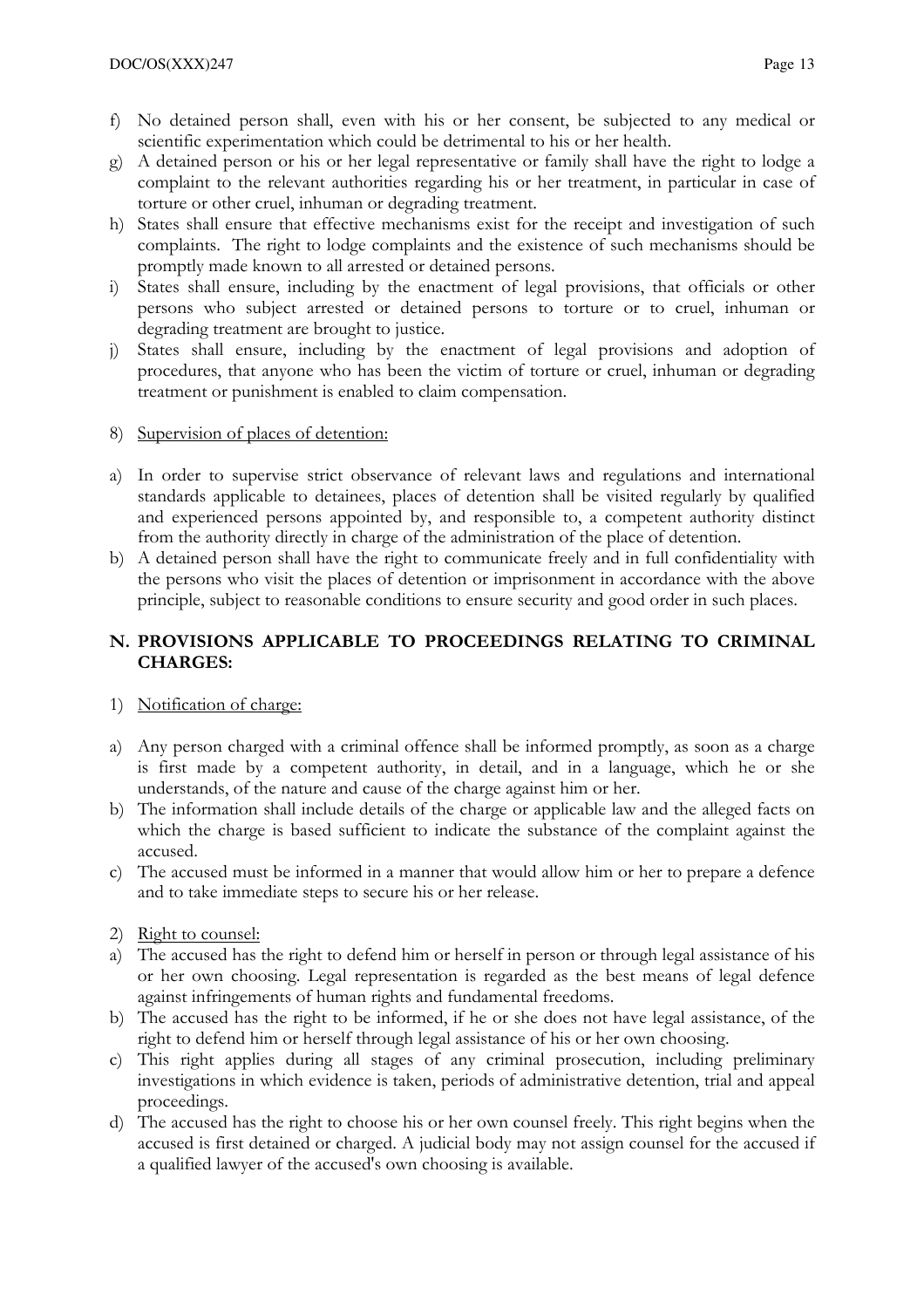f) No detained person shall, even with his or her consent, be subjected to any medical or scientific experimentation which could be detrimental to his or her health.
g) A detained person or his or her legal representative or family shall have the right to lodge a complaint to the relevant authorities regarding his or her treatment, in particular in case of torture or other cruel, inhuman or degrading treatment.
h) States shall ensure that effective mechanisms exist for the receipt and investigation of such complaints. The right to lodge complaints and the existence of such mechanisms should be promptly made known to all arrested or detained persons.
i) States shall ensure, including by the enactment of legal provisions, that officials or other persons who subject arrested or detained persons to torture or to cruel, inhuman or degrading treatment are brought to justice.
j) States shall ensure, including by the enactment of legal provisions and adoption of procedures, that anyone who has been the victim of torture or cruel, inhuman or degrading treatment or punishment is enabled to claim compensation.

8) <u>Supervision of places of detention:</u>

a) In order to supervise strict observance of relevant laws and regulations and international standards applicable to detainees, places of detention shall be visited regularly by qualified and experienced persons appointed by, and responsible to, a competent authority distinct from the authority directly in charge of the administration of the place of detention.
b) A detained person shall have the right to communicate freely and in full confidentiality with the persons who visit the places of detention or imprisonment in accordance with the above principle, subject to reasonable conditions to ensure security and good order in such places.

## N. PROVISIONS APPLICABLE TO PROCEEDINGS RELATING TO CRIMINAL CHARGES:

1) <u>Notification of charge:</u>

a) Any person charged with a criminal offence shall be informed promptly, as soon as a charge is first made by a competent authority, in detail, and in a language, which he or she understands, of the nature and cause of the charge against him or her.
b) The information shall include details of the charge or applicable law and the alleged facts on which the charge is based sufficient to indicate the substance of the complaint against the accused.
c) The accused must be informed in a manner that would allow him or her to prepare a defence and to take immediate steps to secure his or her release.

2) <u>Right to counsel:</u>

a) The accused has the right to defend him or herself in person or through legal assistance of his or her own choosing. Legal representation is regarded as the best means of legal defence against infringements of human rights and fundamental freedoms.
b) The accused has the right to be informed, if he or she does not have legal assistance, of the right to defend him or herself through legal assistance of his or her own choosing.
c) This right applies during all stages of any criminal prosecution, including preliminary investigations in which evidence is taken, periods of administrative detention, trial and appeal proceedings.
d) The accused has the right to choose his or her own counsel freely. This right begins when the accused is first detained or charged. A judicial body may not assign counsel for the accused if a qualified lawyer of the accused's own choosing is available.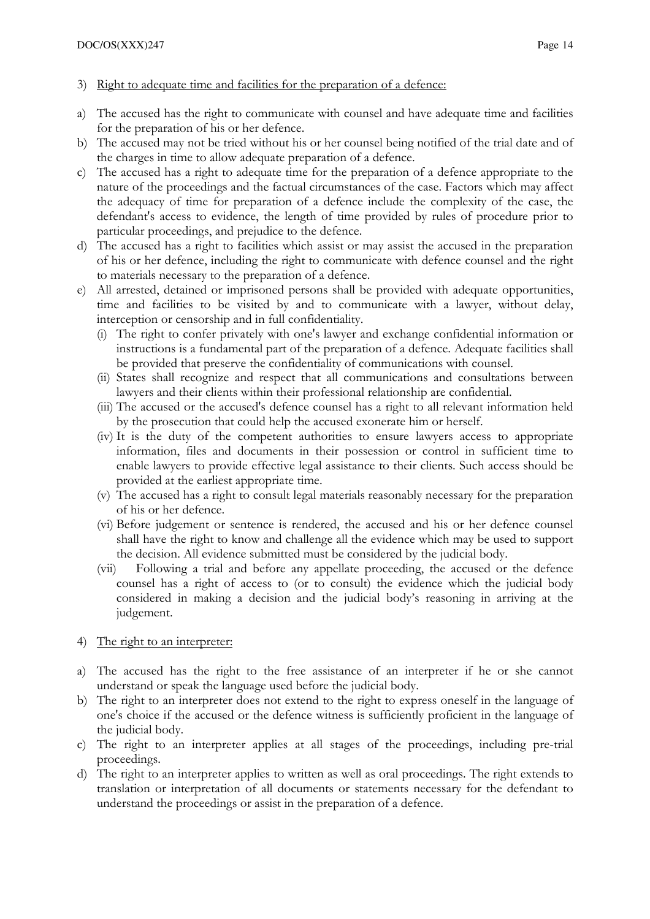3) Right to adequate time and facilities for the preparation of a defence:

a) The accused has the right to communicate with counsel and have adequate time and facilities for the preparation of his or her defence.
b) The accused may not be tried without his or her counsel being notified of the trial date and of the charges in time to allow adequate preparation of a defence.
c) The accused has a right to adequate time for the preparation of a defence appropriate to the nature of the proceedings and the factual circumstances of the case. Factors which may affect the adequacy of time for preparation of a defence include the complexity of the case, the defendant's access to evidence, the length of time provided by rules of procedure prior to particular proceedings, and prejudice to the defence.
d) The accused has a right to facilities which assist or may assist the accused in the preparation of his or her defence, including the right to communicate with defence counsel and the right to materials necessary to the preparation of a defence.
e) All arrested, detained or imprisoned persons shall be provided with adequate opportunities, time and facilities to be visited by and to communicate with a lawyer, without delay, interception or censorship and in full confidentiality.
   (i) The right to confer privately with one's lawyer and exchange confidential information or instructions is a fundamental part of the preparation of a defence. Adequate facilities shall be provided that preserve the confidentiality of communications with counsel.
   (ii) States shall recognize and respect that all communications and consultations between lawyers and their clients within their professional relationship are confidential.
   (iii) The accused or the accused's defence counsel has a right to all relevant information held by the prosecution that could help the accused exonerate him or herself.
   (iv) It is the duty of the competent authorities to ensure lawyers access to appropriate information, files and documents in their possession or control in sufficient time to enable lawyers to provide effective legal assistance to their clients. Such access should be provided at the earliest appropriate time.
   (v) The accused has a right to consult legal materials reasonably necessary for the preparation of his or her defence.
   (vi) Before judgement or sentence is rendered, the accused and his or her defence counsel shall have the right to know and challenge all the evidence which may be used to support the decision. All evidence submitted must be considered by the judicial body.
   (vii) Following a trial and before any appellate proceeding, the accused or the defence counsel has a right of access to (or to consult) the evidence which the judicial body considered in making a decision and the judicial body's reasoning in arriving at the judgement.

4) The right to an interpreter:

a) The accused has the right to the free assistance of an interpreter if he or she cannot understand or speak the language used before the judicial body.
b) The right to an interpreter does not extend to the right to express oneself in the language of one's choice if the accused or the defence witness is sufficiently proficient in the language of the judicial body.
c) The right to an interpreter applies at all stages of the proceedings, including pre-trial proceedings.
d) The right to an interpreter applies to written as well as oral proceedings. The right extends to translation or interpretation of all documents or statements necessary for the defendant to understand the proceedings or assist in the preparation of a defence.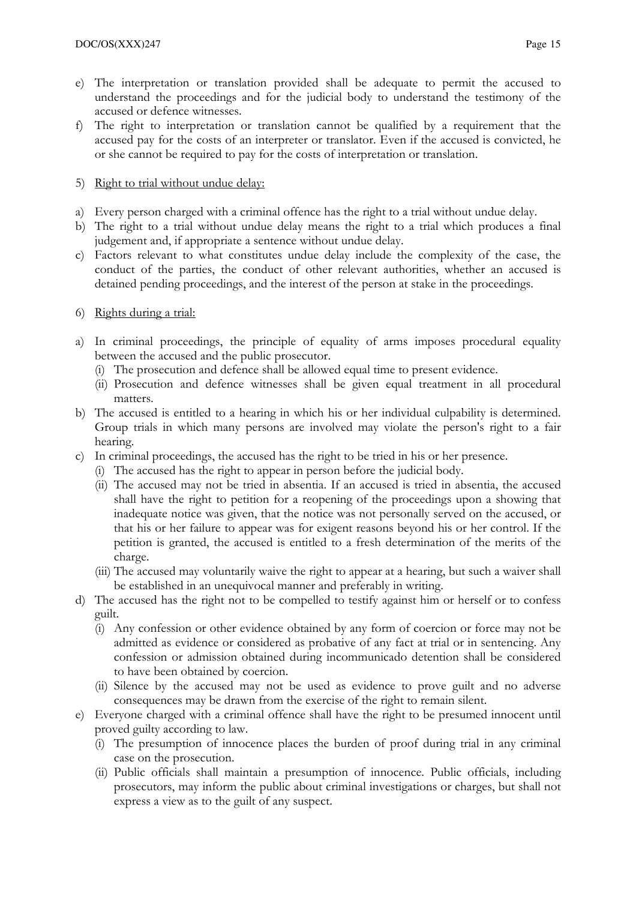e) The interpretation or translation provided shall be adequate to permit the accused to understand the proceedings and for the judicial body to understand the testimony of the accused or defence witnesses.

f) The right to interpretation or translation cannot be qualified by a requirement that the accused pay for the costs of an interpreter or translator. Even if the accused is convicted, he or she cannot be required to pay for the costs of interpretation or translation.

5) <u>Right to trial without undue delay:</u>

a) Every person charged with a criminal offence has the right to a trial without undue delay.

b) The right to a trial without undue delay means the right to a trial which produces a final judgement and, if appropriate a sentence without undue delay.

c) Factors relevant to what constitutes undue delay include the complexity of the case, the conduct of the parties, the conduct of other relevant authorities, whether an accused is detained pending proceedings, and the interest of the person at stake in the proceedings.

6) <u>Rights during a trial:</u>

a) In criminal proceedings, the principle of equality of arms imposes procedural equality between the accused and the public prosecutor.
   (i) The prosecution and defence shall be allowed equal time to present evidence.
   (ii) Prosecution and defence witnesses shall be given equal treatment in all procedural matters.

b) The accused is entitled to a hearing in which his or her individual culpability is determined. Group trials in which many persons are involved may violate the person's right to a fair hearing.

c) In criminal proceedings, the accused has the right to be tried in his or her presence.
   (i) The accused has the right to appear in person before the judicial body.
   (ii) The accused may not be tried in absentia. If an accused is tried in absentia, the accused shall have the right to petition for a reopening of the proceedings upon a showing that inadequate notice was given, that the notice was not personally served on the accused, or that his or her failure to appear was for exigent reasons beyond his or her control. If the petition is granted, the accused is entitled to a fresh determination of the merits of the charge.
   (iii) The accused may voluntarily waive the right to appear at a hearing, but such a waiver shall be established in an unequivocal manner and preferably in writing.

d) The accused has the right not to be compelled to testify against him or herself or to confess guilt.
   (i) Any confession or other evidence obtained by any form of coercion or force may not be admitted as evidence or considered as probative of any fact at trial or in sentencing. Any confession or admission obtained during incommunicado detention shall be considered to have been obtained by coercion.
   (ii) Silence by the accused may not be used as evidence to prove guilt and no adverse consequences may be drawn from the exercise of the right to remain silent.

e) Everyone charged with a criminal offence shall have the right to be presumed innocent until proved guilty according to law.
   (i) The presumption of innocence places the burden of proof during trial in any criminal case on the prosecution.
   (ii) Public officials shall maintain a presumption of innocence. Public officials, including prosecutors, may inform the public about criminal investigations or charges, but shall not express a view as to the guilt of any suspect.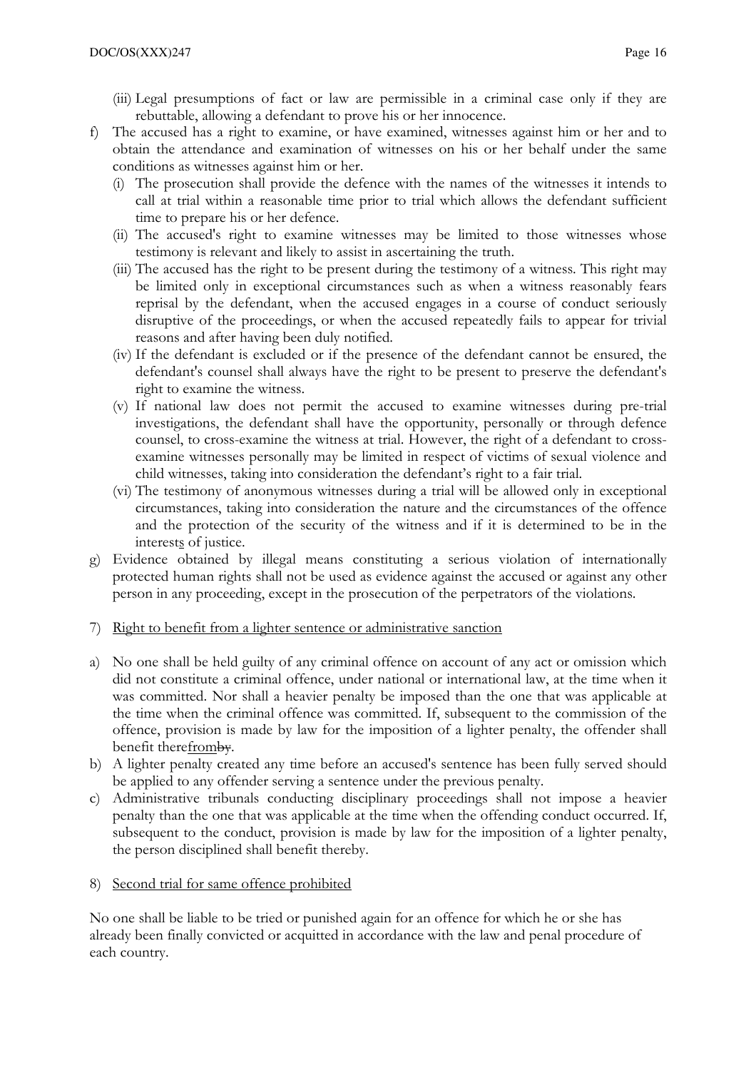(iii) Legal presumptions of fact or law are permissible in a criminal case only if they are rebuttable, allowing a defendant to prove his or her innocence.

f) The accused has a right to examine, or have examined, witnesses against him or her and to obtain the attendance and examination of witnesses on his or her behalf under the same conditions as witnesses against him or her.

   (i) The prosecution shall provide the defence with the names of the witnesses it intends to call at trial within a reasonable time prior to trial which allows the defendant sufficient time to prepare his or her defence.

   (ii) The accused's right to examine witnesses may be limited to those witnesses whose testimony is relevant and likely to assist in ascertaining the truth.

   (iii) The accused has the right to be present during the testimony of a witness. This right may be limited only in exceptional circumstances such as when a witness reasonably fears reprisal by the defendant, when the accused engages in a course of conduct seriously disruptive of the proceedings, or when the accused repeatedly fails to appear for trivial reasons and after having been duly notified.

   (iv) If the defendant is excluded or if the presence of the defendant cannot be ensured, the defendant's counsel shall always have the right to be present to preserve the defendant's right to examine the witness.

   (v) If national law does not permit the accused to examine witnesses during pre-trial investigations, the defendant shall have the opportunity, personally or through defence counsel, to cross-examine the witness at trial. However, the right of a defendant to cross-examine witnesses personally may be limited in respect of victims of sexual violence and child witnesses, taking into consideration the defendant's right to a fair trial.

   (vi) The testimony of anonymous witnesses during a trial will be allowed only in exceptional circumstances, taking into consideration the nature and the circumstances of the offence and the protection of the security of the witness and if it is determined to be in the interests of justice.

g) Evidence obtained by illegal means constituting a serious violation of internationally protected human rights shall not be used as evidence against the accused or against any other person in any proceeding, except in the prosecution of the perpetrators of the violations.

7) Right to benefit from a lighter sentence or administrative sanction

a) No one shall be held guilty of any criminal offence on account of any act or omission which did not constitute a criminal offence, under national or international law, at the time when it was committed. Nor shall a heavier penalty be imposed than the one that was applicable at the time when the criminal offence was committed. If, subsequent to the commission of the offence, provision is made by law for the imposition of a lighter penalty, the offender shall benefit therefrom~~by~~.

b) A lighter penalty created any time before an accused's sentence has been fully served should be applied to any offender serving a sentence under the previous penalty.

c) Administrative tribunals conducting disciplinary proceedings shall not impose a heavier penalty than the one that was applicable at the time when the offending conduct occurred. If, subsequent to the conduct, provision is made by law for the imposition of a lighter penalty, the person disciplined shall benefit thereby.

8) Second trial for same offence prohibited

No one shall be liable to be tried or punished again for an offence for which he or she has already been finally convicted or acquitted in accordance with the law and penal procedure of each country.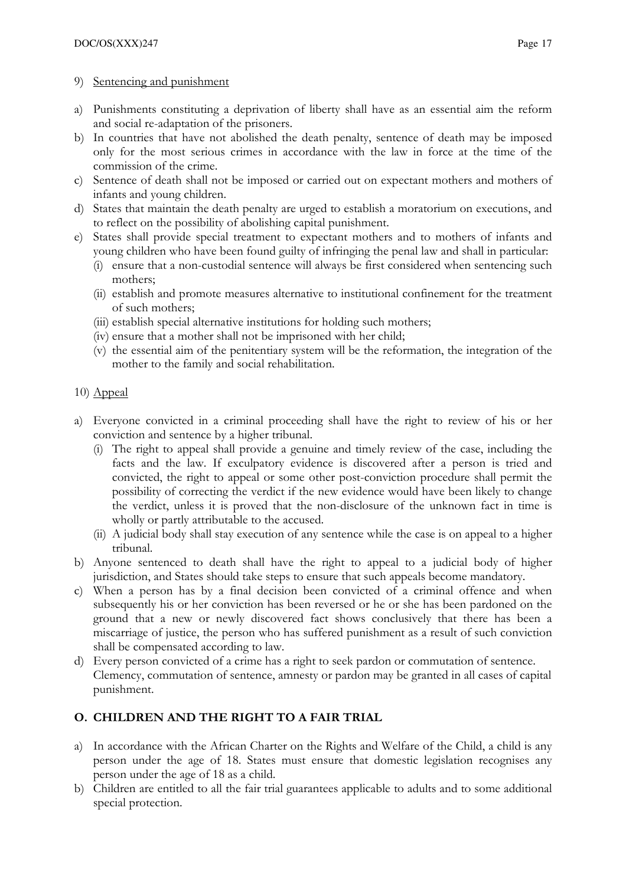9) <u>Sentencing and punishment</u>

a) Punishments constituting a deprivation of liberty shall have as an essential aim the reform and social re-adaptation of the prisoners.
b) In countries that have not abolished the death penalty, sentence of death may be imposed only for the most serious crimes in accordance with the law in force at the time of the commission of the crime.
c) Sentence of death shall not be imposed or carried out on expectant mothers and mothers of infants and young children.
d) States that maintain the death penalty are urged to establish a moratorium on executions, and to reflect on the possibility of abolishing capital punishment.
e) States shall provide special treatment to expectant mothers and to mothers of infants and young children who have been found guilty of infringing the penal law and shall in particular:
   (i) ensure that a non-custodial sentence will always be first considered when sentencing such mothers;
   (ii) establish and promote measures alternative to institutional confinement for the treatment of such mothers;
   (iii) establish special alternative institutions for holding such mothers;
   (iv) ensure that a mother shall not be imprisoned with her child;
   (v) the essential aim of the penitentiary system will be the reformation, the integration of the mother to the family and social rehabilitation.

10) <u>Appeal</u>

a) Everyone convicted in a criminal proceeding shall have the right to review of his or her conviction and sentence by a higher tribunal.
   (i) The right to appeal shall provide a genuine and timely review of the case, including the facts and the law. If exculpatory evidence is discovered after a person is tried and convicted, the right to appeal or some other post-conviction procedure shall permit the possibility of correcting the verdict if the new evidence would have been likely to change the verdict, unless it is proved that the non-disclosure of the unknown fact in time is wholly or partly attributable to the accused.
   (ii) A judicial body shall stay execution of any sentence while the case is on appeal to a higher tribunal.
b) Anyone sentenced to death shall have the right to appeal to a judicial body of higher jurisdiction, and States should take steps to ensure that such appeals become mandatory.
c) When a person has by a final decision been convicted of a criminal offence and when subsequently his or her conviction has been reversed or he or she has been pardoned on the ground that a new or newly discovered fact shows conclusively that there has been a miscarriage of justice, the person who has suffered punishment as a result of such conviction shall be compensated according to law.
d) Every person convicted of a crime has a right to seek pardon or commutation of sentence. Clemency, commutation of sentence, amnesty or pardon may be granted in all cases of capital punishment.

## O. CHILDREN AND THE RIGHT TO A FAIR TRIAL

a) In accordance with the African Charter on the Rights and Welfare of the Child, a child is any person under the age of 18. States must ensure that domestic legislation recognises any person under the age of 18 as a child.
b) Children are entitled to all the fair trial guarantees applicable to adults and to some additional special protection.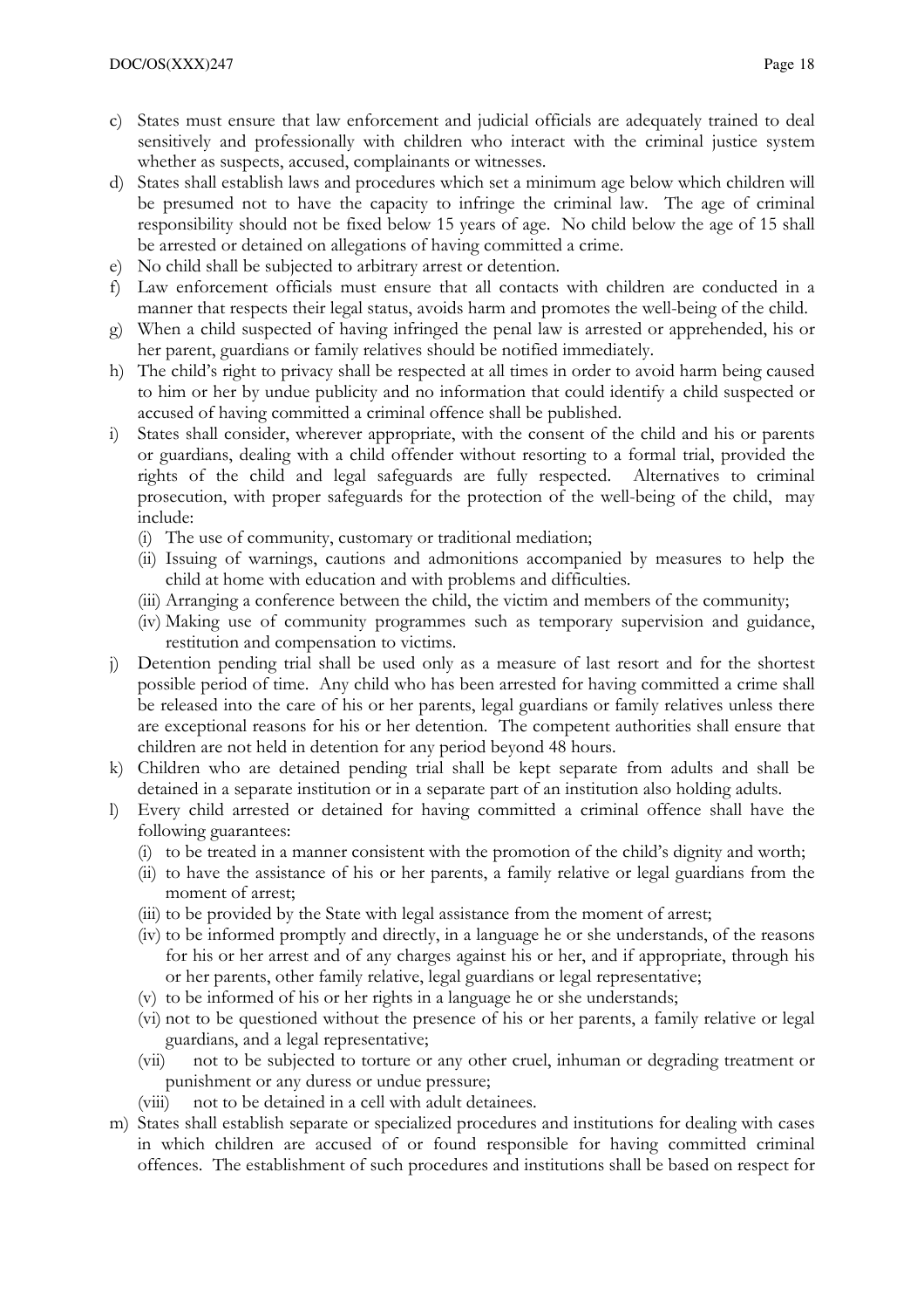c) States must ensure that law enforcement and judicial officials are adequately trained to deal sensitively and professionally with children who interact with the criminal justice system whether as suspects, accused, complainants or witnesses.

d) States shall establish laws and procedures which set a minimum age below which children will be presumed not to have the capacity to infringe the criminal law. The age of criminal responsibility should not be fixed below 15 years of age. No child below the age of 15 shall be arrested or detained on allegations of having committed a crime.

e) No child shall be subjected to arbitrary arrest or detention.

f) Law enforcement officials must ensure that all contacts with children are conducted in a manner that respects their legal status, avoids harm and promotes the well-being of the child.

g) When a child suspected of having infringed the penal law is arrested or apprehended, his or her parent, guardians or family relatives should be notified immediately.

h) The child's right to privacy shall be respected at all times in order to avoid harm being caused to him or her by undue publicity and no information that could identify a child suspected or accused of having committed a criminal offence shall be published.

i) States shall consider, wherever appropriate, with the consent of the child and his or parents or guardians, dealing with a child offender without resorting to a formal trial, provided the rights of the child and legal safeguards are fully respected. Alternatives to criminal prosecution, with proper safeguards for the protection of the well-being of the child, may include:
   (i) The use of community, customary or traditional mediation;
   (ii) Issuing of warnings, cautions and admonitions accompanied by measures to help the child at home with education and with problems and difficulties.
   (iii) Arranging a conference between the child, the victim and members of the community;
   (iv) Making use of community programmes such as temporary supervision and guidance, restitution and compensation to victims.

j) Detention pending trial shall be used only as a measure of last resort and for the shortest possible period of time. Any child who has been arrested for having committed a crime shall be released into the care of his or her parents, legal guardians or family relatives unless there are exceptional reasons for his or her detention. The competent authorities shall ensure that children are not held in detention for any period beyond 48 hours.

k) Children who are detained pending trial shall be kept separate from adults and shall be detained in a separate institution or in a separate part of an institution also holding adults.

l) Every child arrested or detained for having committed a criminal offence shall have the following guarantees:
   (i) to be treated in a manner consistent with the promotion of the child's dignity and worth;
   (ii) to have the assistance of his or her parents, a family relative or legal guardians from the moment of arrest;
   (iii) to be provided by the State with legal assistance from the moment of arrest;
   (iv) to be informed promptly and directly, in a language he or she understands, of the reasons for his or her arrest and of any charges against his or her, and if appropriate, through his or her parents, other family relative, legal guardians or legal representative;
   (v) to be informed of his or her rights in a language he or she understands;
   (vi) not to be questioned without the presence of his or her parents, a family relative or legal guardians, and a legal representative;
   (vii) not to be subjected to torture or any other cruel, inhuman or degrading treatment or punishment or any duress or undue pressure;
   (viii) not to be detained in a cell with adult detainees.

m) States shall establish separate or specialized procedures and institutions for dealing with cases in which children are accused of or found responsible for having committed criminal offences. The establishment of such procedures and institutions shall be based on respect for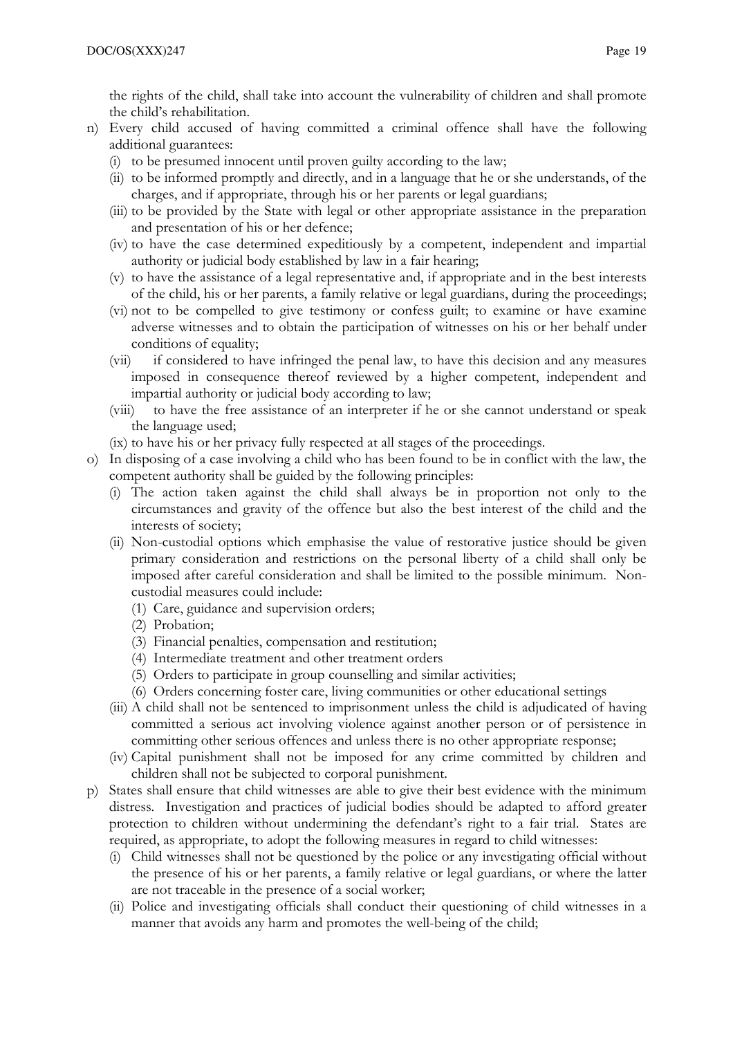the rights of the child, shall take into account the vulnerability of children and shall promote the child's rehabilitation.

n) Every child accused of having committed a criminal offence shall have the following additional guarantees:
   (i) to be presumed innocent until proven guilty according to the law;
   (ii) to be informed promptly and directly, and in a language that he or she understands, of the charges, and if appropriate, through his or her parents or legal guardians;
   (iii) to be provided by the State with legal or other appropriate assistance in the preparation and presentation of his or her defence;
   (iv) to have the case determined expeditiously by a competent, independent and impartial authority or judicial body established by law in a fair hearing;
   (v) to have the assistance of a legal representative and, if appropriate and in the best interests of the child, his or her parents, a family relative or legal guardians, during the proceedings;
   (vi) not to be compelled to give testimony or confess guilt; to examine or have examine adverse witnesses and to obtain the participation of witnesses on his or her behalf under conditions of equality;
   (vii) if considered to have infringed the penal law, to have this decision and any measures imposed in consequence thereof reviewed by a higher competent, independent and impartial authority or judicial body according to law;
   (viii) to have the free assistance of an interpreter if he or she cannot understand or speak the language used;
   (ix) to have his or her privacy fully respected at all stages of the proceedings.

o) In disposing of a case involving a child who has been found to be in conflict with the law, the competent authority shall be guided by the following principles:
   (i) The action taken against the child shall always be in proportion not only to the circumstances and gravity of the offence but also the best interest of the child and the interests of society;
   (ii) Non-custodial options which emphasise the value of restorative justice should be given primary consideration and restrictions on the personal liberty of a child shall only be imposed after careful consideration and shall be limited to the possible minimum. Non-custodial measures could include:
      (1) Care, guidance and supervision orders;
      (2) Probation;
      (3) Financial penalties, compensation and restitution;
      (4) Intermediate treatment and other treatment orders
      (5) Orders to participate in group counselling and similar activities;
      (6) Orders concerning foster care, living communities or other educational settings
   (iii) A child shall not be sentenced to imprisonment unless the child is adjudicated of having committed a serious act involving violence against another person or of persistence in committing other serious offences and unless there is no other appropriate response;
   (iv) Capital punishment shall not be imposed for any crime committed by children and children shall not be subjected to corporal punishment.

p) States shall ensure that child witnesses are able to give their best evidence with the minimum distress. Investigation and practices of judicial bodies should be adapted to afford greater protection to children without undermining the defendant's right to a fair trial. States are required, as appropriate, to adopt the following measures in regard to child witnesses:
   (i) Child witnesses shall not be questioned by the police or any investigating official without the presence of his or her parents, a family relative or legal guardians, or where the latter are not traceable in the presence of a social worker;
   (ii) Police and investigating officials shall conduct their questioning of child witnesses in a manner that avoids any harm and promotes the well-being of the child;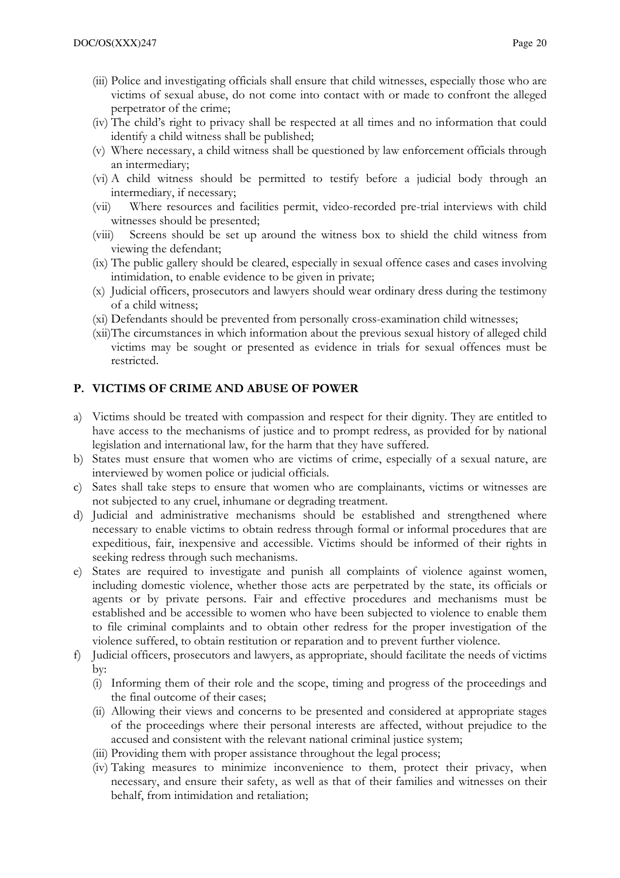(iii) Police and investigating officials shall ensure that child witnesses, especially those who are victims of sexual abuse, do not come into contact with or made to confront the alleged perpetrator of the crime;

(iv) The child's right to privacy shall be respected at all times and no information that could identify a child witness shall be published;

(v) Where necessary, a child witness shall be questioned by law enforcement officials through an intermediary;

(vi) A child witness should be permitted to testify before a judicial body through an intermediary, if necessary;

(vii) Where resources and facilities permit, video-recorded pre-trial interviews with child witnesses should be presented;

(viii) Screens should be set up around the witness box to shield the child witness from viewing the defendant;

(ix) The public gallery should be cleared, especially in sexual offence cases and cases involving intimidation, to enable evidence to be given in private;

(x) Judicial officers, prosecutors and lawyers should wear ordinary dress during the testimony of a child witness;

(xi) Defendants should be prevented from personally cross-examination child witnesses;

(xii) The circumstances in which information about the previous sexual history of alleged child victims may be sought or presented as evidence in trials for sexual offences must be restricted.

## P. VICTIMS OF CRIME AND ABUSE OF POWER

a) Victims should be treated with compassion and respect for their dignity. They are entitled to have access to the mechanisms of justice and to prompt redress, as provided for by national legislation and international law, for the harm that they have suffered.

b) States must ensure that women who are victims of crime, especially of a sexual nature, are interviewed by women police or judicial officials.

c) Sates shall take steps to ensure that women who are complainants, victims or witnesses are not subjected to any cruel, inhumane or degrading treatment.

d) Judicial and administrative mechanisms should be established and strengthened where necessary to enable victims to obtain redress through formal or informal procedures that are expeditious, fair, inexpensive and accessible. Victims should be informed of their rights in seeking redress through such mechanisms.

e) States are required to investigate and punish all complaints of violence against women, including domestic violence, whether those acts are perpetrated by the state, its officials or agents or by private persons. Fair and effective procedures and mechanisms must be established and be accessible to women who have been subjected to violence to enable them to file criminal complaints and to obtain other redress for the proper investigation of the violence suffered, to obtain restitution or reparation and to prevent further violence.

f) Judicial officers, prosecutors and lawyers, as appropriate, should facilitate the needs of victims by:

   (i) Informing them of their role and the scope, timing and progress of the proceedings and the final outcome of their cases;

   (ii) Allowing their views and concerns to be presented and considered at appropriate stages of the proceedings where their personal interests are affected, without prejudice to the accused and consistent with the relevant national criminal justice system;

   (iii) Providing them with proper assistance throughout the legal process;

   (iv) Taking measures to minimize inconvenience to them, protect their privacy, when necessary, and ensure their safety, as well as that of their families and witnesses on their behalf, from intimidation and retaliation;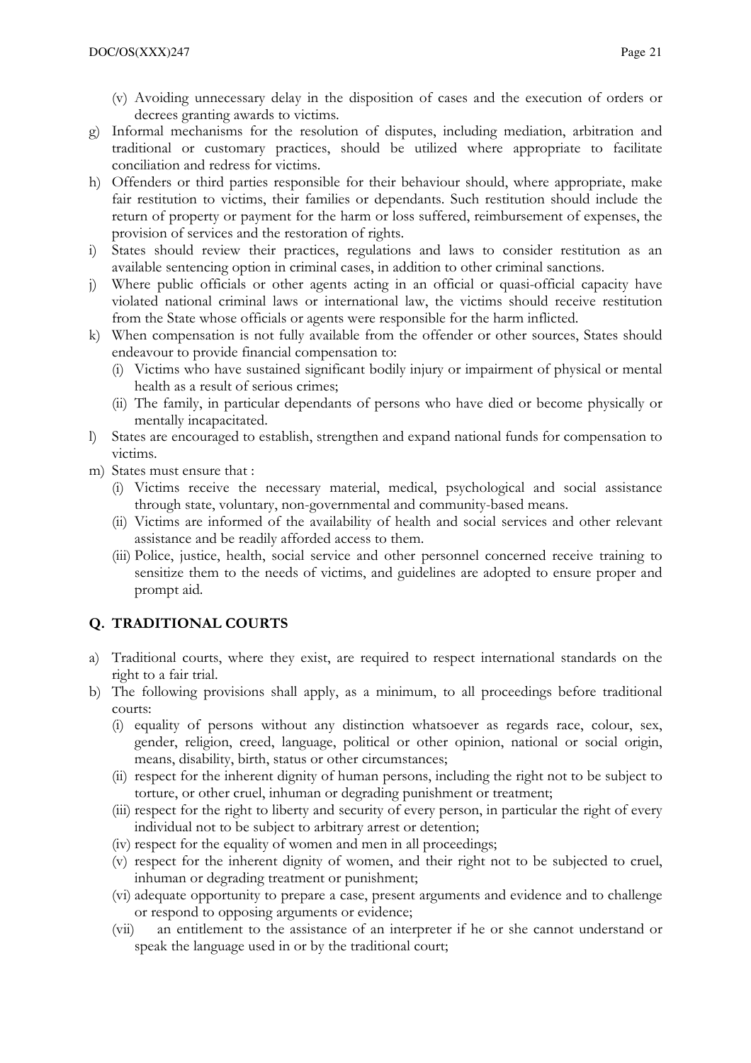(v) Avoiding unnecessary delay in the disposition of cases and the execution of orders or decrees granting awards to victims.

g) Informal mechanisms for the resolution of disputes, including mediation, arbitration and traditional or customary practices, should be utilized where appropriate to facilitate conciliation and redress for victims.

h) Offenders or third parties responsible for their behaviour should, where appropriate, make fair restitution to victims, their families or dependants. Such restitution should include the return of property or payment for the harm or loss suffered, reimbursement of expenses, the provision of services and the restoration of rights.

i) States should review their practices, regulations and laws to consider restitution as an available sentencing option in criminal cases, in addition to other criminal sanctions.

j) Where public officials or other agents acting in an official or quasi-official capacity have violated national criminal laws or international law, the victims should receive restitution from the State whose officials or agents were responsible for the harm inflicted.

k) When compensation is not fully available from the offender or other sources, States should endeavour to provide financial compensation to:
   (i) Victims who have sustained significant bodily injury or impairment of physical or mental health as a result of serious crimes;
   (ii) The family, in particular dependants of persons who have died or become physically or mentally incapacitated.

l) States are encouraged to establish, strengthen and expand national funds for compensation to victims.

m) States must ensure that :
   (i) Victims receive the necessary material, medical, psychological and social assistance through state, voluntary, non-governmental and community-based means.
   (ii) Victims are informed of the availability of health and social services and other relevant assistance and be readily afforded access to them.
   (iii) Police, justice, health, social service and other personnel concerned receive training to sensitize them to the needs of victims, and guidelines are adopted to ensure proper and prompt aid.

## Q. TRADITIONAL COURTS

a) Traditional courts, where they exist, are required to respect international standards on the right to a fair trial.

b) The following provisions shall apply, as a minimum, to all proceedings before traditional courts:
   (i) equality of persons without any distinction whatsoever as regards race, colour, sex, gender, religion, creed, language, political or other opinion, national or social origin, means, disability, birth, status or other circumstances;
   (ii) respect for the inherent dignity of human persons, including the right not to be subject to torture, or other cruel, inhuman or degrading punishment or treatment;
   (iii) respect for the right to liberty and security of every person, in particular the right of every individual not to be subject to arbitrary arrest or detention;
   (iv) respect for the equality of women and men in all proceedings;
   (v) respect for the inherent dignity of women, and their right not to be subjected to cruel, inhuman or degrading treatment or punishment;
   (vi) adequate opportunity to prepare a case, present arguments and evidence and to challenge or respond to opposing arguments or evidence;
   (vii) an entitlement to the assistance of an interpreter if he or she cannot understand or speak the language used in or by the traditional court;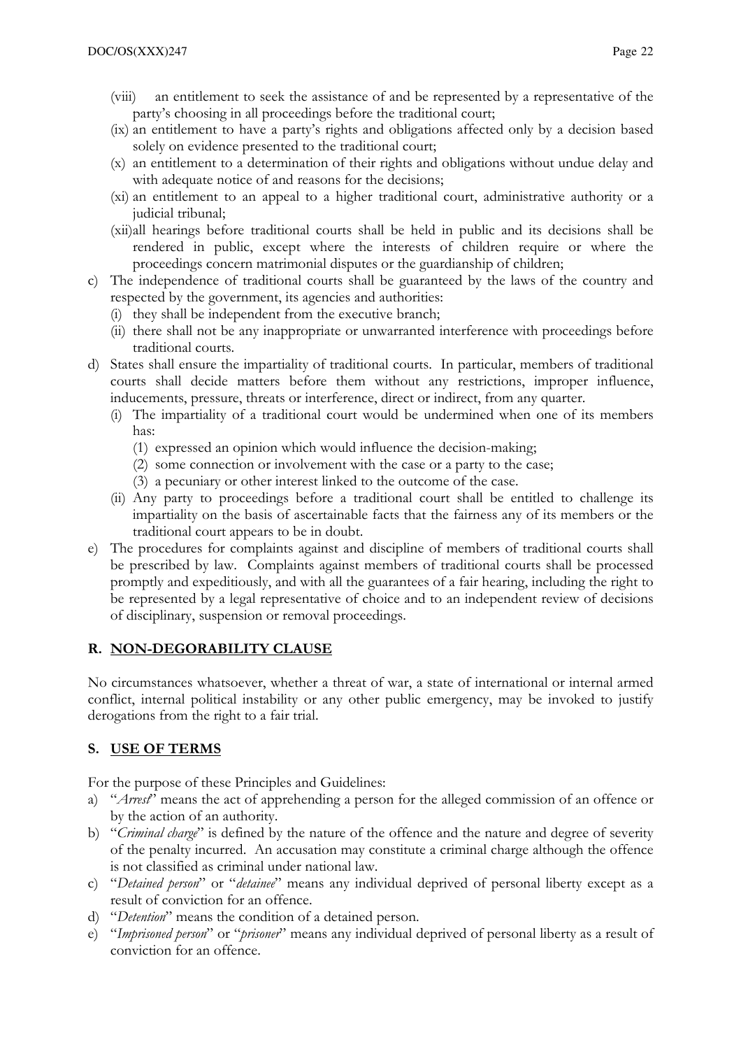(viii) an entitlement to seek the assistance of and be represented by a representative of the party's choosing in all proceedings before the traditional court;

(ix) an entitlement to have a party's rights and obligations affected only by a decision based solely on evidence presented to the traditional court;

(x) an entitlement to a determination of their rights and obligations without undue delay and with adequate notice of and reasons for the decisions;

(xi) an entitlement to an appeal to a higher traditional court, administrative authority or a judicial tribunal;

(xii) all hearings before traditional courts shall be held in public and its decisions shall be rendered in public, except where the interests of children require or where the proceedings concern matrimonial disputes or the guardianship of children;

c) The independence of traditional courts shall be guaranteed by the laws of the country and respected by the government, its agencies and authorities:
   (i) they shall be independent from the executive branch;
   (ii) there shall not be any inappropriate or unwarranted interference with proceedings before traditional courts.

d) States shall ensure the impartiality of traditional courts. In particular, members of traditional courts shall decide matters before them without any restrictions, improper influence, inducements, pressure, threats or interference, direct or indirect, from any quarter.
   (i) The impartiality of a traditional court would be undermined when one of its members has:
      (1) expressed an opinion which would influence the decision-making;
      (2) some connection or involvement with the case or a party to the case;
      (3) a pecuniary or other interest linked to the outcome of the case.
   (ii) Any party to proceedings before a traditional court shall be entitled to challenge its impartiality on the basis of ascertainable facts that the fairness any of its members or the traditional court appears to be in doubt.

e) The procedures for complaints against and discipline of members of traditional courts shall be prescribed by law. Complaints against members of traditional courts shall be processed promptly and expeditiously, and with all the guarantees of a fair hearing, including the right to be represented by a legal representative of choice and to an independent review of decisions of disciplinary, suspension or removal proceedings.

## R. NON-DEGORABILITY CLAUSE

No circumstances whatsoever, whether a threat of war, a state of international or internal armed conflict, internal political instability or any other public emergency, may be invoked to justify derogations from the right to a fair trial.

## S. USE OF TERMS

For the purpose of these Principles and Guidelines:

a) "*Arrest*" means the act of apprehending a person for the alleged commission of an offence or by the action of an authority.
b) "*Criminal charge*" is defined by the nature of the offence and the nature and degree of severity of the penalty incurred. An accusation may constitute a criminal charge although the offence is not classified as criminal under national law.
c) "*Detained person*" or "*detainee*" means any individual deprived of personal liberty except as a result of conviction for an offence.
d) "*Detention*" means the condition of a detained person.
e) "*Imprisoned person*" or "*prisoner*" means any individual deprived of personal liberty as a result of conviction for an offence.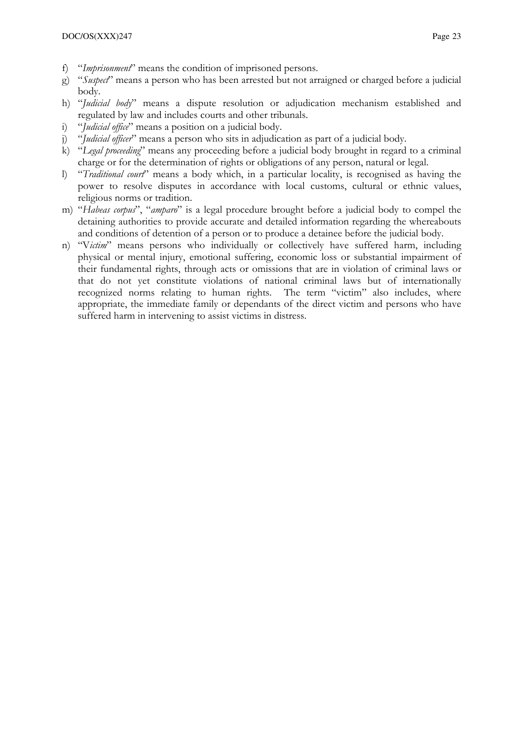f) "*Imprisonment*" means the condition of imprisoned persons.
g) "*Suspect*" means a person who has been arrested but not arraigned or charged before a judicial body.
h) "*Judicial body*" means a dispute resolution or adjudication mechanism established and regulated by law and includes courts and other tribunals.
i) "*Judicial office*" means a position on a judicial body.
j) "*Judicial officer*" means a person who sits in adjudication as part of a judicial body.
k) "*Legal proceeding*" means any proceeding before a judicial body brought in regard to a criminal charge or for the determination of rights or obligations of any person, natural or legal.
l) "*Traditional court*" means a body which, in a particular locality, is recognised as having the power to resolve disputes in accordance with local customs, cultural or ethnic values, religious norms or tradition.
m) "*Habeas corpus*", "*amparo*" is a legal procedure brought before a judicial body to compel the detaining authorities to provide accurate and detailed information regarding the whereabouts and conditions of detention of a person or to produce a detainee before the judicial body.
n) "V*ictim*" means persons who individually or collectively have suffered harm, including physical or mental injury, emotional suffering, economic loss or substantial impairment of their fundamental rights, through acts or omissions that are in violation of criminal laws or that do not yet constitute violations of national criminal laws but of internationally recognized norms relating to human rights. The term "victim" also includes, where appropriate, the immediate family or dependants of the direct victim and persons who have suffered harm in intervening to assist victims in distress.